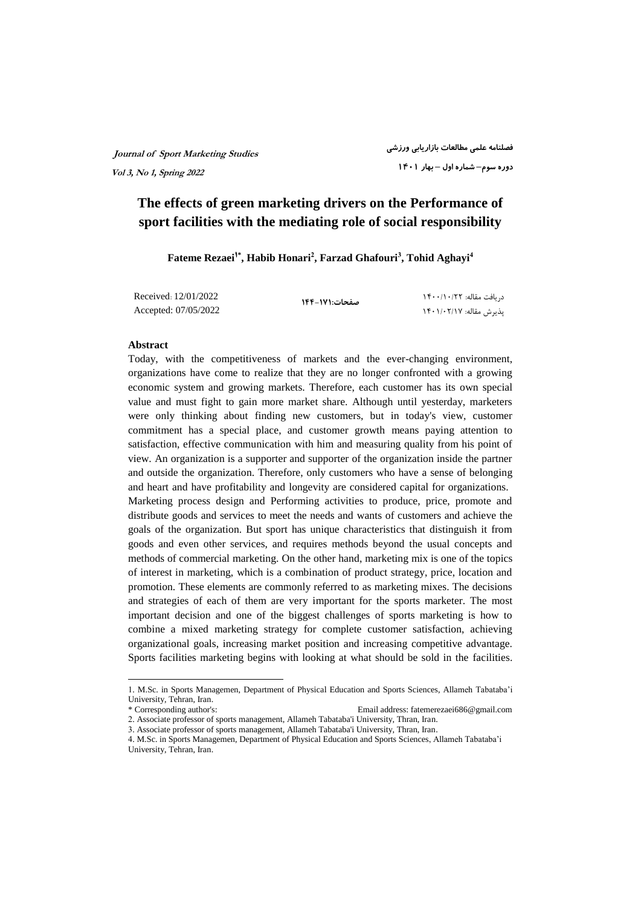Journal of Sport Marketing Studies
Vol 3, No 1, Spring 2022

فصلنامه علمی مطالعات بازاریابی ورزشی
دوره سوم– شماره اول – بهار ۱۴۰۱

# The effects of green marketing drivers on the Performance of sport facilities with the mediating role of social responsibility

**Fateme Rezaei[1*], Habib Honari[2], Farzad Ghafouri[3], Tohid Aghayi[4]**

Received: 12/01/2022
Accepted: 07/05/2022

صفحات:۱۷۱-۱۴۴

دریافت مقاله: ۱۴۰۰/۱۰/۲۲
پذیرش مقاله: ۱۴۰۱/۰۲/۱۷

## Abstract

Today, with the competitiveness of markets and the ever-changing environment, organizations have come to realize that they are no longer confronted with a growing economic system and growing markets. Therefore, each customer has its own special value and must fight to gain more market share. Although until yesterday, marketers were only thinking about finding new customers, but in today's view, customer commitment has a special place, and customer growth means paying attention to satisfaction, effective communication with him and measuring quality from his point of view. An organization is a supporter and supporter of the organization inside the partner and outside the organization. Therefore, only customers who have a sense of belonging and heart and have profitability and longevity are considered capital for organizations.

Marketing process design and Performing activities to produce, price, promote and distribute goods and services to meet the needs and wants of customers and achieve the goals of the organization. But sport has unique characteristics that distinguish it from goods and even other services, and requires methods beyond the usual concepts and methods of commercial marketing. On the other hand, marketing mix is one of the topics of interest in marketing, which is a combination of product strategy, price, location and promotion. These elements are commonly referred to as marketing mixes. The decisions and strategies of each of them are very important for the sports marketer. The most important decision and one of the biggest challenges of sports marketing is how to combine a mixed marketing strategy for complete customer satisfaction, achieving organizational goals, increasing market position and increasing competitive advantage. Sports facilities marketing begins with looking at what should be sold in the facilities.

---

1. M.Sc. in Sports Managemen, Department of Physical Education and Sports Sciences, Allameh Tabataba'i University, Tehran, Iran.
\* Corresponding author's: Email address: fatemerezaei686@gmail.com
2. Associate professor of sports management, Allameh Tabataba'i University, Thran, Iran.
3. Associate professor of sports management, Allameh Tabataba'i University, Thran, Iran.
4. M.Sc. in Sports Managemen, Department of Physical Education and Sports Sciences, Allameh Tabataba'i University, Tehran, Iran.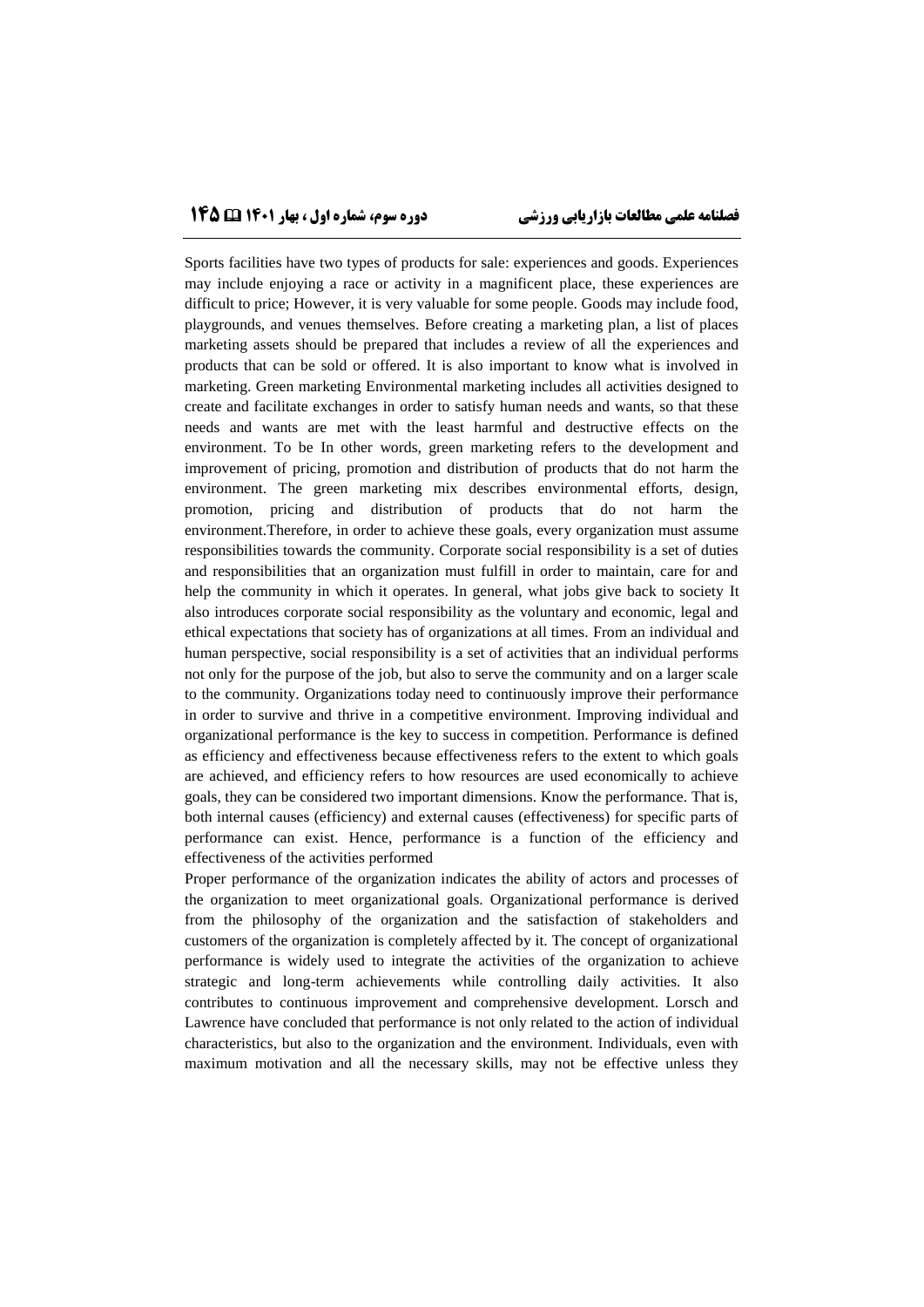Sports facilities have two types of products for sale: experiences and goods. Experiences may include enjoying a race or activity in a magnificent place, these experiences are difficult to price; However, it is very valuable for some people. Goods may include food, playgrounds, and venues themselves. Before creating a marketing plan, a list of places marketing assets should be prepared that includes a review of all the experiences and products that can be sold or offered. It is also important to know what is involved in marketing. Green marketing Environmental marketing includes all activities designed to create and facilitate exchanges in order to satisfy human needs and wants, so that these needs and wants are met with the least harmful and destructive effects on the environment. To be In other words, green marketing refers to the development and improvement of pricing, promotion and distribution of products that do not harm the environment. The green marketing mix describes environmental efforts, design, promotion, pricing and distribution of products that do not harm the environment.Therefore, in order to achieve these goals, every organization must assume responsibilities towards the community. Corporate social responsibility is a set of duties and responsibilities that an organization must fulfill in order to maintain, care for and help the community in which it operates. In general, what jobs give back to society It also introduces corporate social responsibility as the voluntary and economic, legal and ethical expectations that society has of organizations at all times. From an individual and human perspective, social responsibility is a set of activities that an individual performs not only for the purpose of the job, but also to serve the community and on a larger scale to the community. Organizations today need to continuously improve their performance in order to survive and thrive in a competitive environment. Improving individual and organizational performance is the key to success in competition. Performance is defined as efficiency and effectiveness because effectiveness refers to the extent to which goals are achieved, and efficiency refers to how resources are used economically to achieve goals, they can be considered two important dimensions. Know the performance. That is, both internal causes (efficiency) and external causes (effectiveness) for specific parts of performance can exist. Hence, performance is a function of the efficiency and effectiveness of the activities performed

Proper performance of the organization indicates the ability of actors and processes of the organization to meet organizational goals. Organizational performance is derived from the philosophy of the organization and the satisfaction of stakeholders and customers of the organization is completely affected by it. The concept of organizational performance is widely used to integrate the activities of the organization to achieve strategic and long-term achievements while controlling daily activities. It also contributes to continuous improvement and comprehensive development. Lorsch and Lawrence have concluded that performance is not only related to the action of individual characteristics, but also to the organization and the environment. Individuals, even with maximum motivation and all the necessary skills, may not be effective unless they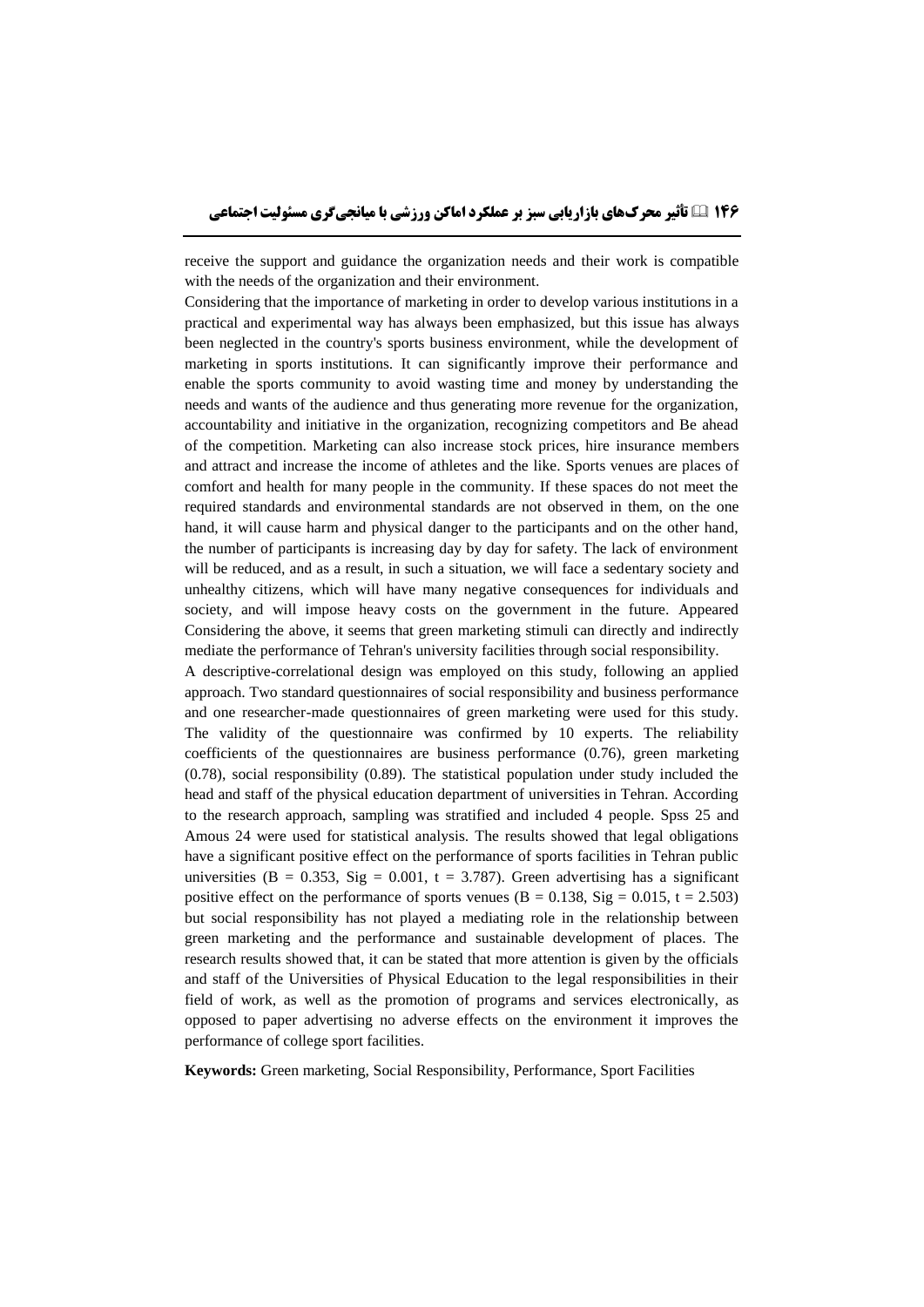receive the support and guidance the organization needs and their work is compatible with the needs of the organization and their environment.

Considering that the importance of marketing in order to develop various institutions in a practical and experimental way has always been emphasized, but this issue has always been neglected in the country's sports business environment, while the development of marketing in sports institutions. It can significantly improve their performance and enable the sports community to avoid wasting time and money by understanding the needs and wants of the audience and thus generating more revenue for the organization, accountability and initiative in the organization, recognizing competitors and Be ahead of the competition. Marketing can also increase stock prices, hire insurance members and attract and increase the income of athletes and the like. Sports venues are places of comfort and health for many people in the community. If these spaces do not meet the required standards and environmental standards are not observed in them, on the one hand, it will cause harm and physical danger to the participants and on the other hand, the number of participants is increasing day by day for safety. The lack of environment will be reduced, and as a result, in such a situation, we will face a sedentary society and unhealthy citizens, which will have many negative consequences for individuals and society, and will impose heavy costs on the government in the future. Appeared Considering the above, it seems that green marketing stimuli can directly and indirectly mediate the performance of Tehran's university facilities through social responsibility.

A descriptive-correlational design was employed on this study, following an applied approach. Two standard questionnaires of social responsibility and business performance and one researcher-made questionnaires of green marketing were used for this study. The validity of the questionnaire was confirmed by 10 experts. The reliability coefficients of the questionnaires are business performance (0.76), green marketing (0.78), social responsibility (0.89). The statistical population under study included the head and staff of the physical education department of universities in Tehran. According to the research approach, sampling was stratified and included 4 people. Spss 25 and Amous 24 were used for statistical analysis. The results showed that legal obligations have a significant positive effect on the performance of sports facilities in Tehran public universities (B = 0.353, Sig = 0.001, t = 3.787). Green advertising has a significant positive effect on the performance of sports venues (B = 0.138, Sig = 0.015, t = 2.503) but social responsibility has not played a mediating role in the relationship between green marketing and the performance and sustainable development of places. The research results showed that, it can be stated that more attention is given by the officials and staff of the Universities of Physical Education to the legal responsibilities in their field of work, as well as the promotion of programs and services electronically, as opposed to paper advertising no adverse effects on the environment it improves the performance of college sport facilities.

**Keywords:** Green marketing, Social Responsibility, Performance, Sport Facilities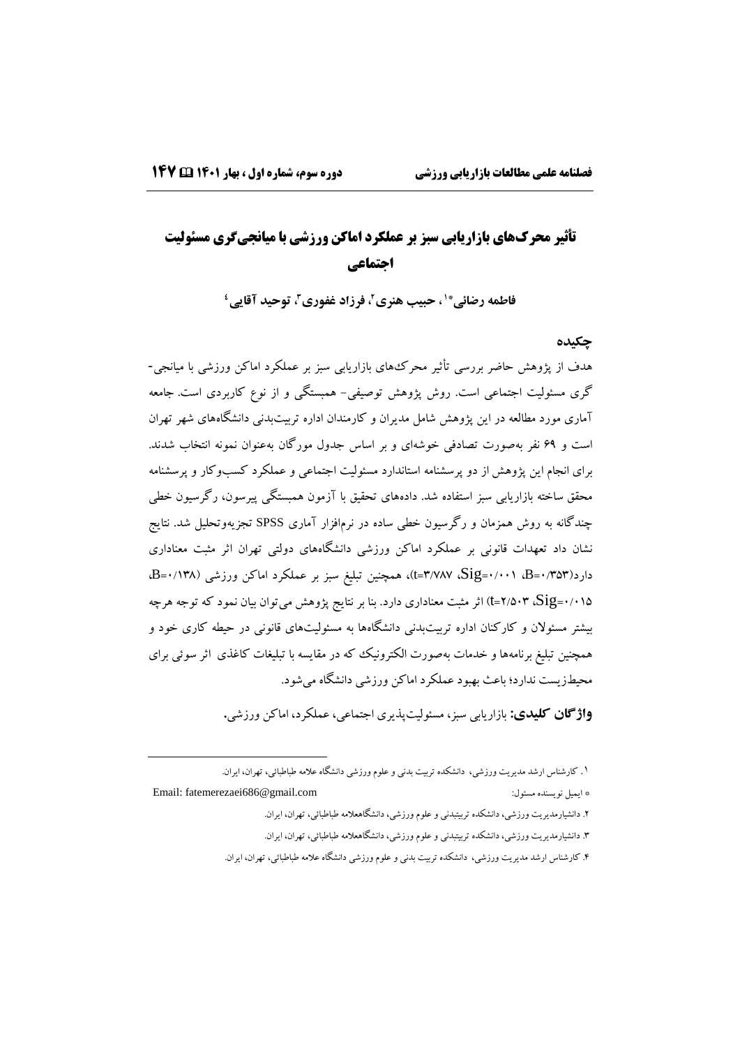# تأثیر محرک‌های بازاریابی سبز بر عملکرد اماکن ورزشی با میانجی‌گری مسئولیت اجتماعی

**فاطمه رضائی*[1]، حبیب هنری[2]، فرزاد غفوری[3]، توحید آقایی[4]**

## چکیده

هدف از پژوهش حاضر بررسی تأثیر محرک‌های بازاریابی سبز بر عملکرد اماکن ورزشی با میانجی-گری مسئولیت اجتماعی است. روش پژوهش توصیفی- همبستگی و از نوع کاربردی است. جامعه آماری مورد مطالعه در این پژوهش شامل مدیران و کارمندان اداره تربیت‌بدنی دانشگاه‌های شهر تهران است و ۶۹ نفر به‌صورت تصادفی خوشه‌ای و بر اساس جدول مورگان به‌عنوان نمونه انتخاب شدند. برای انجام این پژوهش از دو پرسشنامه استاندارد مسئولیت اجتماعی و عملکرد کسب‌وکار و پرسشنامه محقق ساخته بازاریابی سبز استفاده شد. داده‌های تحقیق با آزمون همبستگی پیرسون، رگرسیون خطی چندگانه به روش همزمان و رگرسیون خطی ساده در نرم‌افزار آماری SPSS تجزیه‌وتحلیل شد. نتایج نشان داد تعهدات قانونی بر عملکرد اماکن ورزشی دانشگاه‌های دولتی تهران اثر مثبت معناداری دارد(B=۰/۳۵۳، Sig=۰/۰۰۱، t=۳/۷۸۷)، همچنین تبلیغ سبز بر عملکرد اماکن ورزشی (B=۰/۱۳۸، Sig=۰/۰۱۵، t=۲/۵۰۳) اثر مثبت معناداری دارد. بنا بر نتایج پژوهش می‌توان بیان نمود که توجه هرچه بیشتر مسئولان و کارکنان اداره تربیت‌بدنی دانشگاه‌ها به مسئولیت‌های قانونی در حیطه کاری خود و همچنین تبلیغ برنامه‌ها و خدمات به‌صورت الکترونیک که در مقایسه با تبلیغات کاغذی اثر سوئی برای محیط‌زیست ندارد؛ باعث بهبود عملکرد اماکن ورزشی دانشگاه می‌شود.

**واژگان کلیدی:** بازاریابی سبز، مسئولیت‌پذیری اجتماعی، عملکرد، اماکن ورزشی.

---

۱. کارشناس ارشد مدیریت ورزشی، دانشکده تربیت بدنی و علوم ورزشی دانشگاه علامه طباطبائی، تهران، ایران.

* ایمیل نویسنده مسئول: Email: fatemerezaei686@gmail.com

۲. دانشیارمدیریت ورزشی، دانشکده تربیت‌بدنی و علوم ورزشی، دانشگاه‌علامه طباطبائی، تهران، ایران.

۳. دانشیارمدیریت ورزشی، دانشکده تربیت‌بدنی و علوم ورزشی، دانشگاه‌علامه طباطبائی، تهران، ایران.

۴. کارشناس ارشد مدیریت ورزشی، دانشکده تربیت بدنی و علوم ورزشی دانشگاه علامه طباطبائی، تهران، ایران.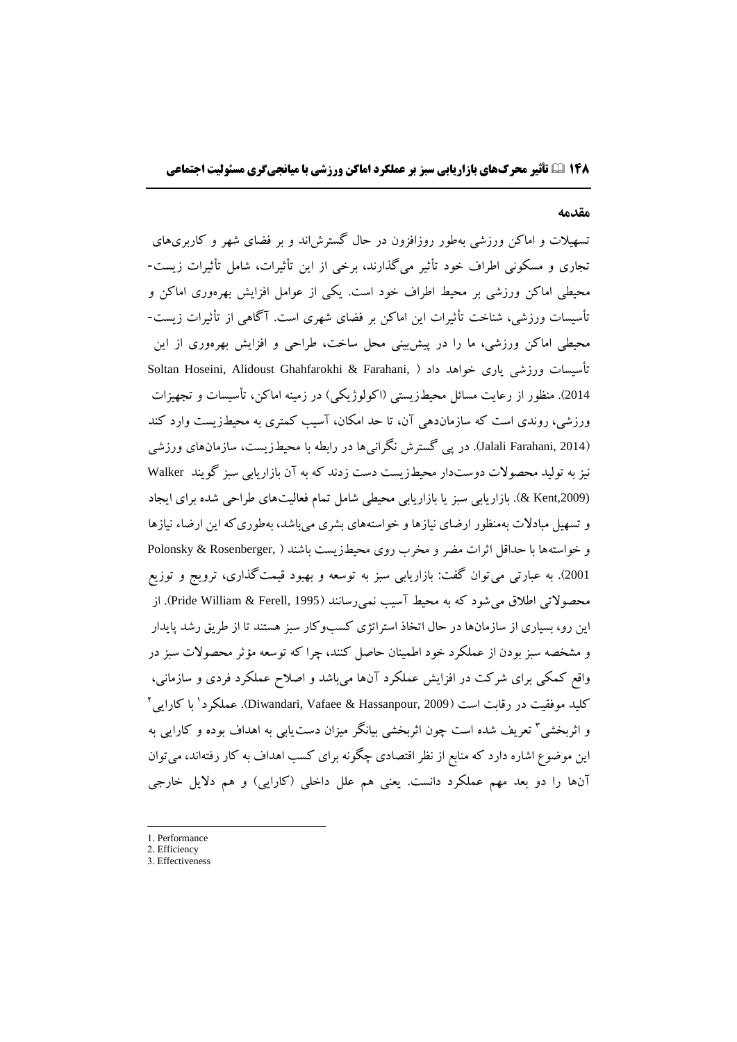## مقدمه

تسهیلات و اماکن ورزشی به‌طور روزافزون در حال گسترش‌اند و بر فضای شهر و کاربری‌های تجاری و مسکونی اطراف خود تأثیر می‌گذارند، برخی از این تأثیرات، شامل تأثیرات زیست-محیطی اماکن ورزشی بر محیط اطراف خود است. یکی از عوامل افزایش بهره‌وری اماکن و تأسیسات ورزشی، شناخت تأثیرات این اماکن بر فضای شهری است. آگاهی از تأثیرات زیست-محیطی اماکن ورزشی، ما را در پیش‌بینی محل ساخت، طراحی و افزایش بهره‌وری از این تأسیسات ورزشی یاری خواهد داد (Soltan Hoseini, Alidoust Ghahfarokhi & Farahani, 2014). منظور از رعایت مسائل محیط‌زیستی (اکولوژیکی) در زمینه اماکن، تأسیسات و تجهیزات ورزشی، روندی است که سازمان‌دهی آن، تا حد امکان، آسیب کمتری به محیط‌زیست وارد کند (Jalali Farahani, 2014). در پی گسترش نگرانی‌ها در رابطه با محیط‌زیست، سازمان‌های ورزشی نیز به تولید محصولات دوست‌دار محیط‌زیست دست زدند که به آن بازاریابی سبز گویند (Walker & Kent,2009). بازاریابی سبز یا بازاریابی محیطی شامل تمام فعالیت‌های طراحی شده برای ایجاد و تسهیل مبادلات به‌منظور ارضای نیازها و خواسته‌های بشری می‌باشد، به‌طوری‌که این ارضاء نیازها و خواسته‌ها با حداقل اثرات مضر و مخرب روی محیط‌زیست باشند (Polonsky & Rosenberger, 2001). به عبارتی می‌توان گفت: بازاریابی سبز به توسعه و بهبود قیمت‌گذاری، ترویج و توزیع محصولاتی اطلاق می‌شود که به محیط آسیب نمی‌رسانند (Pride William & Ferell, 1995). از این رو، بسیاری از سازمان‌ها در حال اتخاذ استراتژی کسب‌وکار سبز هستند تا از طریق رشد پایدار و مشخصه سبز بودن از عملکرد خود اطمینان حاصل کنند، چرا که توسعه مؤثر محصولات سبز در واقع کمکی برای شرکت در افزایش عملکرد آن‌ها می‌باشد و اصلاح عملکرد فردی و سازمانی، کلید موفقیت در رقابت است (Diwandari, Vafaee & Hassanpour, 2009). عملکرد[1] با کارایی[2] و اثربخشی[3] تعریف شده است چون اثربخشی بیانگر میزان دست‌یابی به اهداف بوده و کارایی به این موضوع اشاره دارد که منابع از نظر اقتصادی چگونه برای کسب اهداف به کار رفته‌اند، می‌توان آن‌ها را دو بعد مهم عملکرد دانست. یعنی هم علل داخلی (کارایی) و هم دلایل خارجی

---

1. Performance
2. Efficiency
3. Effectiveness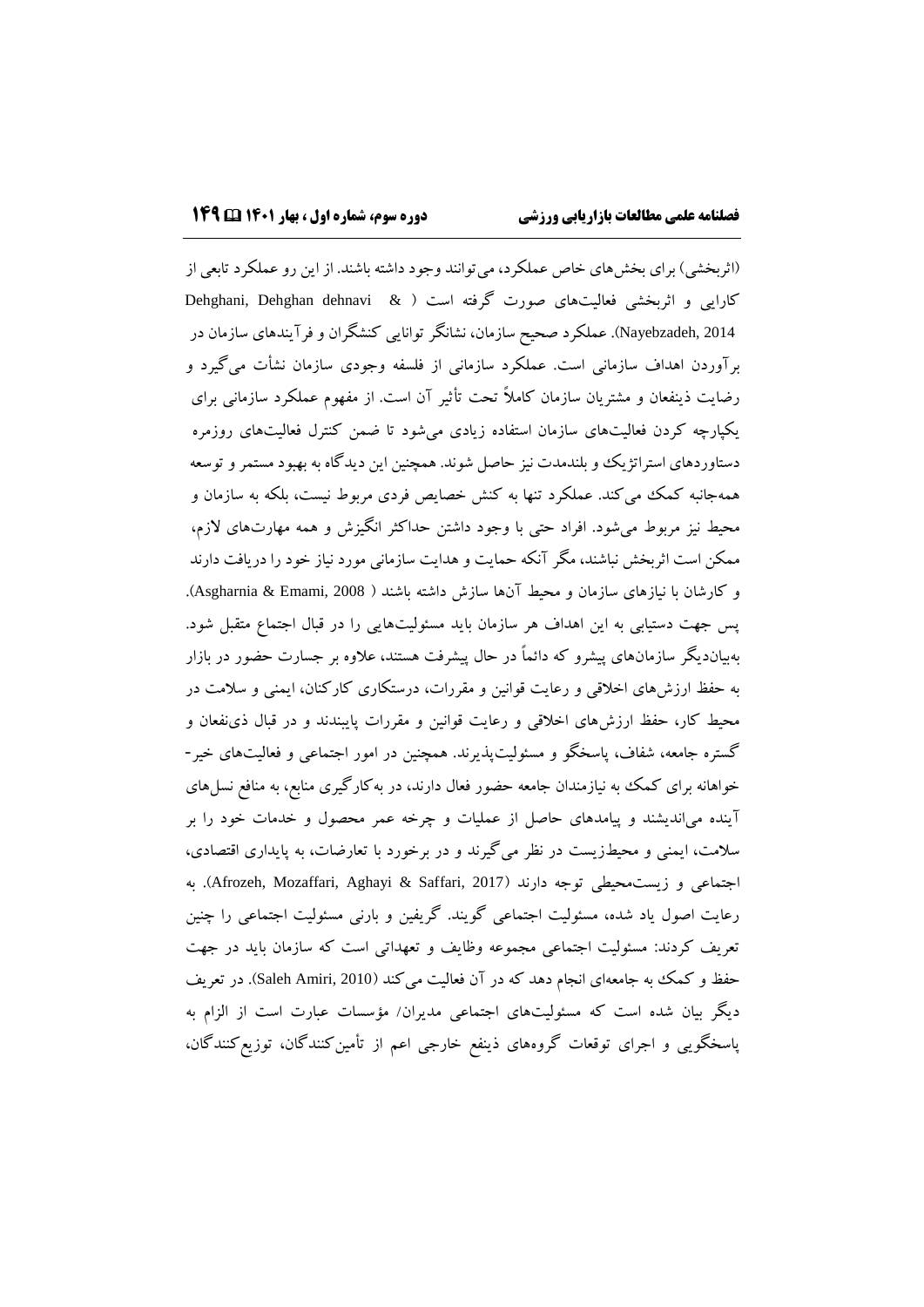(اثربخشی) برای بخش‌های خاص عملکرد، می‌توانند وجود داشته باشند. از این رو عملکرد تابعی از کارایی و اثربخشی فعالیت‌های صورت گرفته است (Dehghani, Dehghan dehnavi & Nayebzadeh, 2014). عملکرد صحیح سازمان، نشانگر توانایی کنشگران و فرآیندهای سازمان در برآوردن اهداف سازمانی است. عملکرد سازمانی از فلسفه وجودی سازمان نشأت می‌گیرد و رضایت ذینفعان و مشتریان سازمان کاملاً تحت تأثیر آن است. از مفهوم عملکرد سازمانی برای یکپارچه کردن فعالیت‌های سازمان استفاده زیادی می‌شود تا ضمن کنترل فعالیت‌های روزمره دستاوردهای استراتژیک و بلندمدت نیز حاصل شوند. همچنین این دیدگاه به بهبود مستمر و توسعه همه‌جانبه کمک می‌کند. عملکرد تنها به کنش خصایص فردی مربوط نیست، بلکه به سازمان و محیط نیز مربوط می‌شود. افراد حتی با وجود داشتن حداکثر انگیزش و همه مهارت‌های لازم، ممکن است اثربخش نباشند، مگر آنکه حمایت و هدایت سازمانی مورد نیاز خود را دریافت دارند و کارشان با نیازهای سازمان و محیط آن‌ها سازش داشته باشد (Asgharnia & Emami, 2008). پس جهت دستیابی به این اهداف هر سازمان باید مسئولیت‌هایی را در قبال اجتماع متقبل شود. به‌بیان‌دیگر سازمان‌های پیشرو که دائماً در حال پیشرفت هستند، علاوه بر جسارت حضور در بازار به حفظ ارزش‌های اخلاقی و رعایت قوانین و مقررات، درستکاری کارکنان، ایمنی و سلامت در محیط کار، حفظ ارزش‌های اخلاقی و رعایت قوانین و مقررات پایبندند و در قبال ذی‌نفعان و گستره جامعه، شفاف، پاسخگو و مسئولیت‌پذیرند. همچنین در امور اجتماعی و فعالیت‌های خیر-خواهانه برای کمک به نیازمندان جامعه حضور فعال دارند، در به‌کارگیری منابع، به منافع نسل‌های آینده می‌اندیشند و پیامدهای حاصل از عملیات و چرخه عمر محصول و خدمات خود را بر سلامت، ایمنی و محیط‌زیست در نظر می‌گیرند و در برخورد با تعارضات، به پایداری اقتصادی، اجتماعی و زیست‌محیطی توجه دارند (Afrozeh, Mozaffari, Aghayi & Saffari, 2017). به رعایت اصول یاد شده، مسئولیت اجتماعی گویند. گریفین و بارنی مسئولیت اجتماعی را چنین تعریف کردند: مسئولیت اجتماعی مجموعه وظایف و تعهداتی است که سازمان باید در جهت حفظ و کمک به جامعه‌ای انجام دهد که در آن فعالیت می‌کند (Saleh Amiri, 2010). در تعریف دیگر بیان شده است که مسئولیت‌های اجتماعی مدیران/ مؤسسات عبارت است از الزام به پاسخگویی و اجرای توقعات گروه‌های ذینفع خارجی اعم از تأمین‌کنندگان، توزیع‌کنندگان،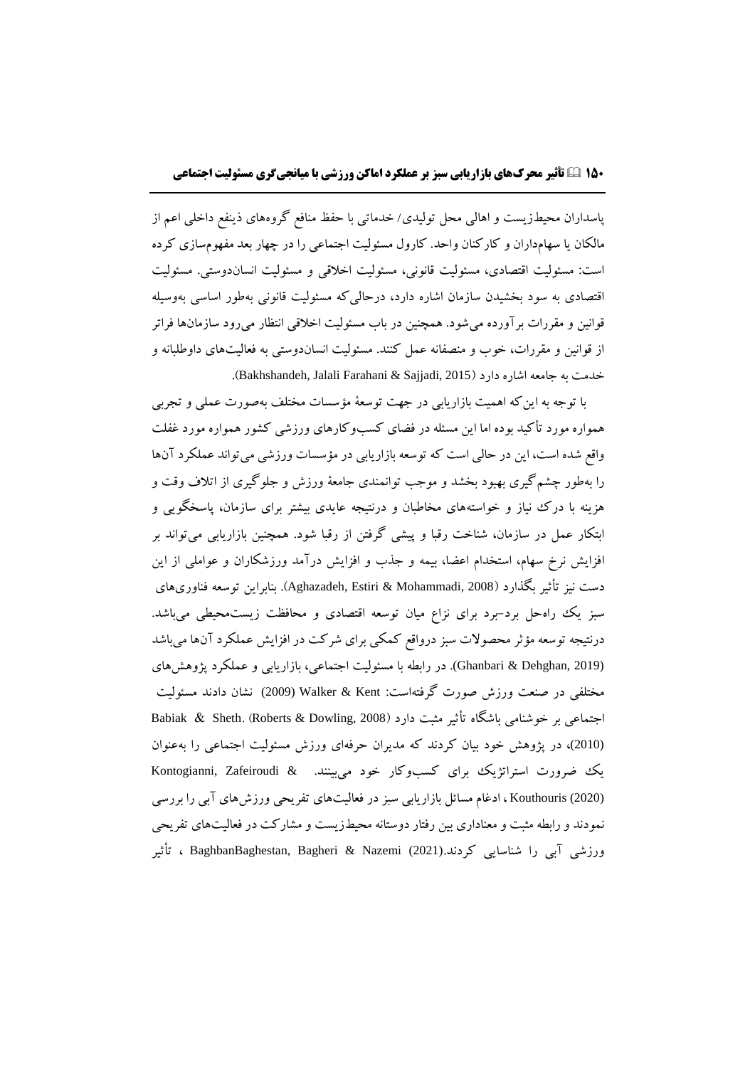پاسداران محیط‌زیست و اهالی محل تولیدی/ خدماتی با حفظ منافع گروه‌های ذینفع داخلی اعم از مالکان یا سهامداران و کارکنان واحد. کارول مسئولیت اجتماعی را در چهار بعد مفهوم‌سازی کرده است: مسئولیت اقتصادی، مسئولیت قانونی، مسئولیت اخلاقی و مسئولیت انسان‌دوستی. مسئولیت اقتصادی به سود بخشیدن سازمان اشاره دارد، درحالی‌که مسئولیت قانونی به‌طور اساسی به‌وسیله قوانین و مقررات برآورده می‌شود. همچنین در باب مسئولیت اخلاقی انتظار می‌رود سازمان‌ها فراتر از قوانین و مقررات، خوب و منصفانه عمل کنند. مسئولیت انسان‌دوستی به فعالیت‌های داوطلبانه و خدمت به جامعه اشاره دارد (Bakhshandeh, Jalali Farahani & Sajjadi, 2015).

با توجه به این‌که اهمیت بازاریابی در جهت توسعهٔ مؤسسات مختلف به‌صورت عملی و تجربی همواره مورد تأکید بوده اما این مسئله در فضای کسب‌وکارهای ورزشی کشور همواره مورد غفلت واقع شده است، این در حالی است که توسعه بازاریابی در مؤسسات ورزشی می‌تواند عملکرد آن‌ها را به‌طور چشم‌گیری بهبود بخشد و موجب توانمندی جامعهٔ ورزش و جلوگیری از اتلاف وقت و هزینه با درک نیاز و خواسته‌های مخاطبان و درنتیجه عایدی بیشتر برای سازمان، پاسخگویی و ابتکار عمل در سازمان، شناخت رقبا و پیشی گرفتن از رقبا شود. همچنین بازاریابی می‌تواند بر افزایش نرخ سهام، استخدام اعضا، بیمه و جذب و افزایش درآمد ورزشکاران و عواملی از این دست نیز تأثیر بگذارد (Aghazadeh, Estiri & Mohammadi, 2008). بنابراین توسعه فناوری‌های سبز یک راه‌حل برد-برد برای نزاع میان توسعه اقتصادی و محافظت زیست‌محیطی می‌باشد. درنتیجه توسعه مؤثر محصولات سبز درواقع کمکی برای شرکت در افزایش عملکرد آن‌ها می‌باشد (Ghanbari & Dehghan, 2019). در رابطه با مسئولیت اجتماعی، بازاریابی و عملکرد پژوهش‌های مختلفی در صنعت ورزش صورت گرفته‌است: Walker & Kent (2009) نشان دادند مسئولیت اجتماعی بر خوشنامی باشگاه تأثیر مثبت دارد (Roberts & Dowling, 2008). Babiak & Sheth (2010)، در پژوهش خود بیان کردند که مدیران حرفه‌ای ورزش مسئولیت اجتماعی را به‌عنوان یک ضرورت استراتژیک برای کسب‌وکار خود می‌بینند. Kontogianni, Zafeiroudi & Kouthouris (2020)، ادغام مسائل بازاریابی سبز در فعالیت‌های تفریحی ورزش‌های آبی را بررسی نمودند و رابطه مثبت و معناداری بین رفتار دوستانه محیط‌زیست و مشارکت در فعالیت‌های تفریحی ورزشی آبی را شناسایی کردند. BaghbanBaghestan, Bagheri & Nazemi (2021)، تأثیر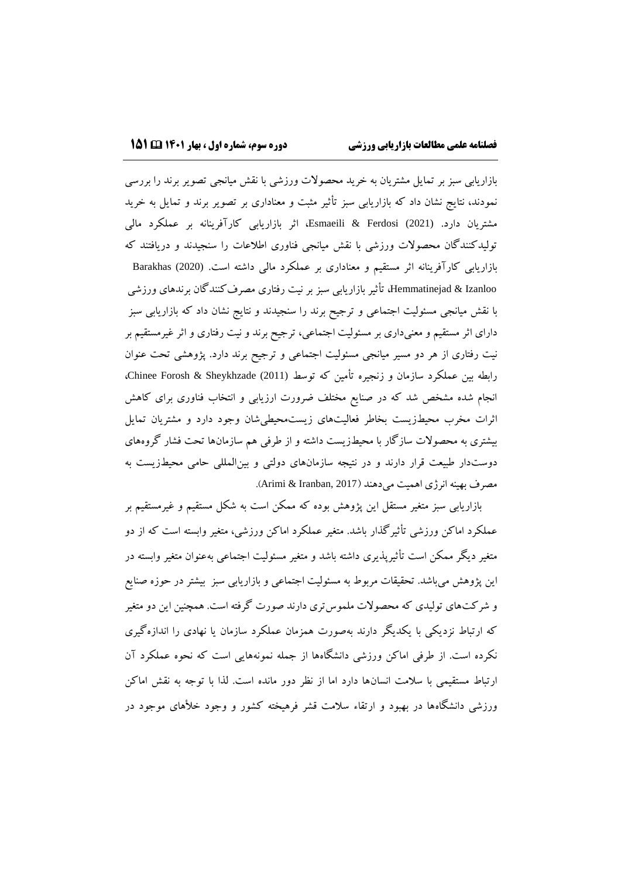بازاریابی سبز بر تمایل مشتریان به خرید محصولات ورزشی با نقش میانجی تصویر برند را بررسی نمودند، نتایج نشان داد که بازاریابی سبز تأثیر مثبت و معناداری بر تصویر برند و تمایل به خرید مشتریان دارد. Esmaeili & Ferdosi (2021)، اثر بازاریابی کارآفرینانه بر عملکرد مالی تولیدکنندگان محصولات ورزشی با نقش میانجی فناوری اطلاعات را سنجیدند و دریافتند که بازاریابی کارآفرینانه اثر مستقیم و معناداری بر عملکرد مالی داشته است. Barakhas (2020) Hemmatinejad & Izanloo، تأثیر بازاریابی سبز بر نیت رفتاری مصرف‌کنندگان برندهای ورزشی با نقش میانجی مسئولیت اجتماعی و ترجیح برند را سنجیدند و نتایج نشان داد که بازاریابی سبز دارای اثر مستقیم و معنی‌داری بر مسئولیت اجتماعی، ترجیح برند و نیت رفتاری و اثر غیرمستقیم بر نیت رفتاری از هر دو مسیر میانجی مسئولیت اجتماعی و ترجیح برند دارد. پژوهشی تحت عنوان رابطه بین عملکرد سازمان و زنجیره تأمین که توسط Chinee Forosh & Sheykhzade (2011)، انجام شده مشخص شد که در صنایع مختلف ضرورت ارزیابی و انتخاب فناوری برای کاهش اثرات مخرب محیط‌زیست بخاطر فعالیت‌های زیست‌محیطی‌شان وجود دارد و مشتریان تمایل بیشتری به محصولات سازگار با محیط‌زیست داشته و از طرفی هم سازمان‌ها تحت فشار گروه‌های دوست‌دار طبیعت قرار دارند و در نتیجه سازمان‌های دولتی و بین‌المللی حامی محیط‌زیست به مصرف بهینه انرژی اهمیت می‌دهند (Arimi & Iranban, 2017).

بازاریابی سبز متغیر مستقل این پژوهش بوده که ممکن است به شکل مستقیم و غیرمستقیم بر عملکرد اماکن ورزشی تأثیرگذار باشد. متغیر عملکرد اماکن ورزشی، متغیر وابسته است که از دو متغیر دیگر ممکن است تأثیرپذیری داشته باشد و متغیر مسئولیت اجتماعی به‌عنوان متغیر وابسته در این پژوهش می‌باشد. تحقیقات مربوط به مسئولیت اجتماعی و بازاریابی سبز بیشتر در حوزه صنایع و شرکت‌های تولیدی که محصولات ملموس‌تری دارند صورت گرفته است. همچنین این دو متغیر که ارتباط نزدیکی با یکدیگر دارند به‌صورت همزمان عملکرد سازمان یا نهادی را اندازه‌گیری نکرده است. از طرفی اماکن ورزشی دانشگاه‌ها از جمله نمونه‌هایی است که نحوه عملکرد آن ارتباط مستقیمی با سلامت انسان‌ها دارد اما از نظر دور مانده است. لذا با توجه به نقش اماکن ورزشی دانشگاه‌ها در بهبود و ارتقاء سلامت قشر فرهیخته کشور و وجود خلأهای موجود در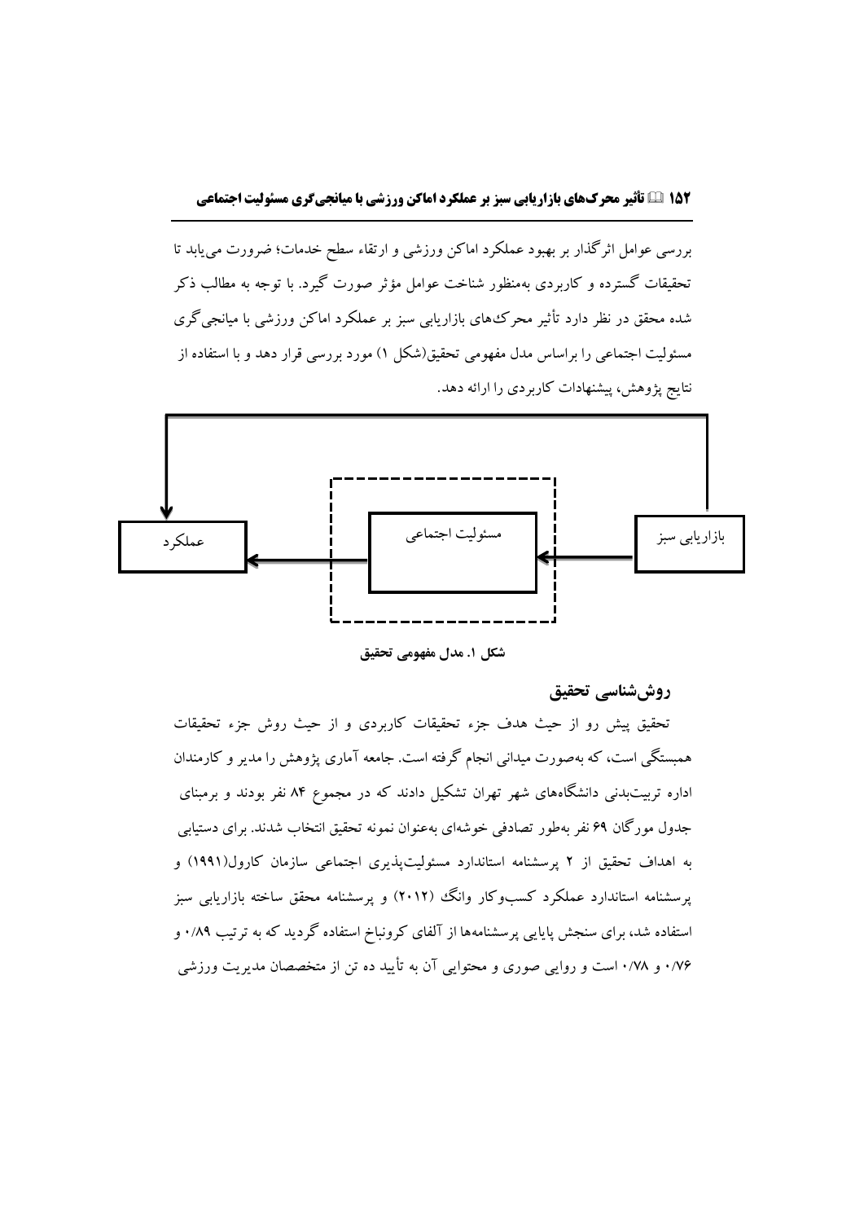بررسی عوامل اثرگذار بر بهبود عملکرد اماکن ورزشی و ارتقاء سطح خدمات؛ ضرورت می‌یابد تا تحقیقات گسترده و کاربردی به‌منظور شناخت عوامل مؤثر صورت گیرد. با توجه به مطالب ذکر شده محقق در نظر دارد تأثیر محرک‌های بازاریابی سبز بر عملکرد اماکن ورزشی با میانجی‌گری مسئولیت اجتماعی را براساس مدل مفهومی تحقیق(شکل ۱) مورد بررسی قرار دهد و با استفاده از نتایج پژوهش، پیشنهادات کاربردی را ارائه دهد.

بازاریابی سبز ← مسئولیت اجتماعی ← عملکرد

بازاریابی سبز ← عملکرد

**شکل ۱. مدل مفهومی تحقیق**

## روش‌شناسی تحقیق

تحقیق پیش رو از حیث هدف جزء تحقیقات کاربردی و از حیث روش جزء تحقیقات همبستگی است، که به‌صورت میدانی انجام گرفته است. جامعه آماری پژوهش را مدیر و کارمندان اداره تربیت‌بدنی دانشگاه‌های شهر تهران تشکیل دادند که در مجموع ۸۴ نفر بودند و برمبنای جدول مورگان ۶۹ نفر به‌طور تصادفی خوشه‌ای به‌عنوان نمونه تحقیق انتخاب شدند. برای دستیابی به اهداف تحقیق از ۲ پرسشنامه استاندارد مسئولیت‌پذیری اجتماعی سازمان کارول(۱۹۹۱) و پرسشنامه استاندارد عملکرد کسب‌وکار وانگ (۲۰۱۲) و پرسشنامه محقق ساخته بازاریابی سبز استفاده شد، برای سنجش پایایی پرسشنامه‌ها از آلفای کرونباخ استفاده گردید که به ترتیب ۰/۸۹ و ۰/۷۶ و ۰/۷۸ است و روایی صوری و محتوایی آن به تأیید ده تن از متخصصان مدیریت ورزشی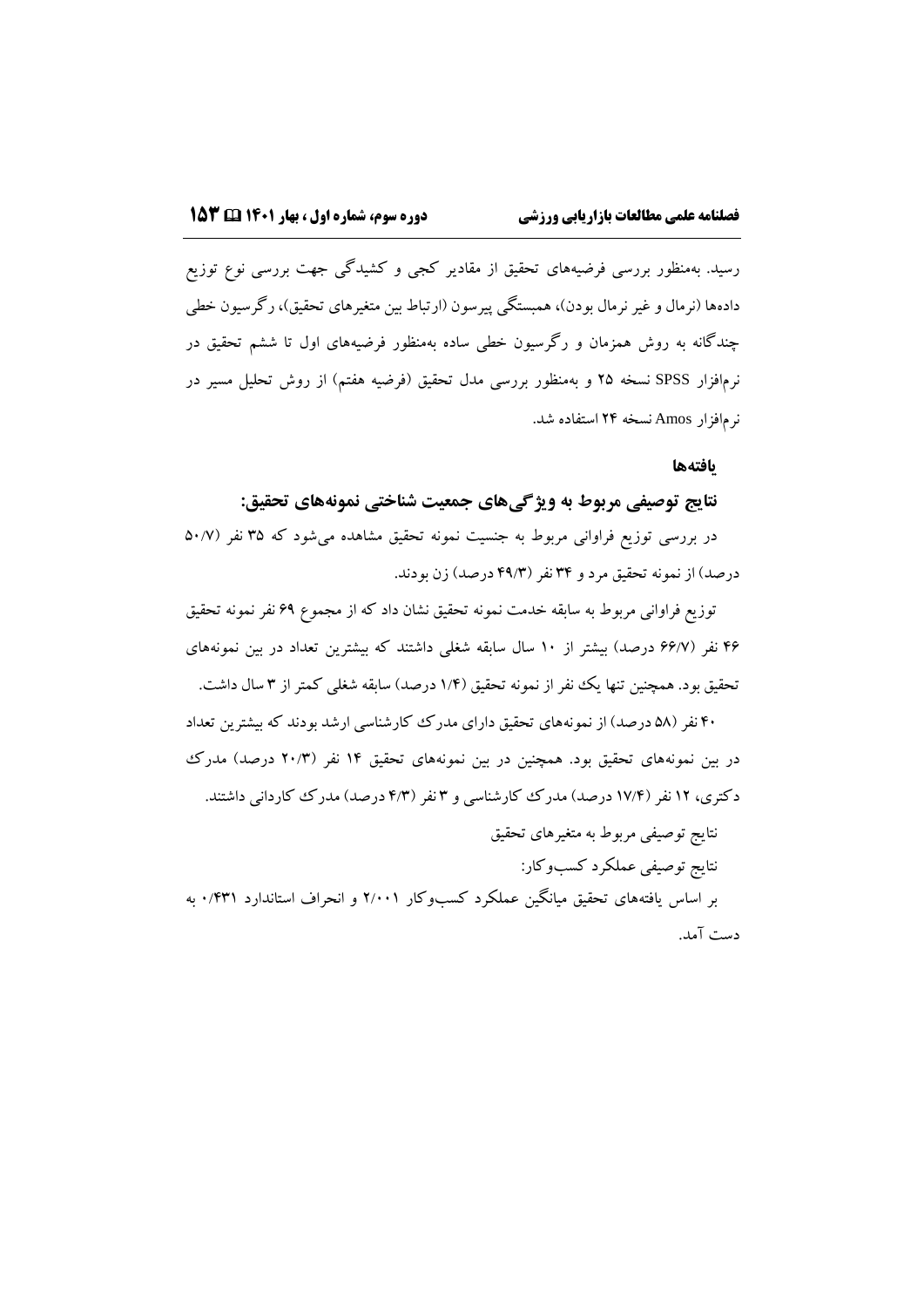رسید. به‌منظور بررسی فرضیه‌های تحقیق از مقادیر کجی و کشیدگی جهت بررسی نوع توزیع داده‌ها (نرمال و غیر نرمال بودن)، همبستگی پیرسون (ارتباط بین متغیرهای تحقیق)، رگرسیون خطی چندگانه به روش همزمان و رگرسیون خطی ساده به‌منظور فرضیه‌های اول تا ششم تحقیق در نرم‌افزار SPSS نسخه ۲۵ و به‌منظور بررسی مدل تحقیق (فرضیه هفتم) از روش تحلیل مسیر در نرم‌افزار Amos نسخه ۲۴ استفاده شد.

## یافته‌ها

### نتایج توصیفی مربوط به ویژگی‌های جمعیت شناختی نمونه‌های تحقیق:

در بررسی توزیع فراوانی مربوط به جنسیت نمونه تحقیق مشاهده می‌شود که ۳۵ نفر (۵۰/۷ درصد) از نمونه تحقیق مرد و ۳۴ نفر (۴۹/۳ درصد) زن بودند.

توزیع فراوانی مربوط به سابقه خدمت نمونه تحقیق نشان داد که از مجموع ۶۹ نفر نمونه تحقیق ۴۶ نفر (۶۶/۷ درصد) بیشتر از ۱۰ سال سابقه شغلی داشتند که بیشترین تعداد در بین نمونه‌های تحقیق بود. همچنین تنها یک نفر از نمونه تحقیق (۱/۴ درصد) سابقه شغلی کمتر از ۳ سال داشت.

۴۰ نفر (۵۸ درصد) از نمونه‌های تحقیق دارای مدرک کارشناسی ارشد بودند که بیشترین تعداد در بین نمونه‌های تحقیق بود. همچنین در بین نمونه‌های تحقیق ۱۴ نفر (۲۰/۳ درصد) مدرک دکتری، ۱۲ نفر (۱۷/۴ درصد) مدرک کارشناسی و ۳ نفر (۴/۳ درصد) مدرک کاردانی داشتند.

نتایج توصیفی مربوط به متغیرهای تحقیق

نتایج توصیفی عملکرد کسب‌وکار:

بر اساس یافته‌های تحقیق میانگین عملکرد کسب‌وکار ۲/۰۰۱ و انحراف استاندارد ۰/۴۳۱ به دست آمد.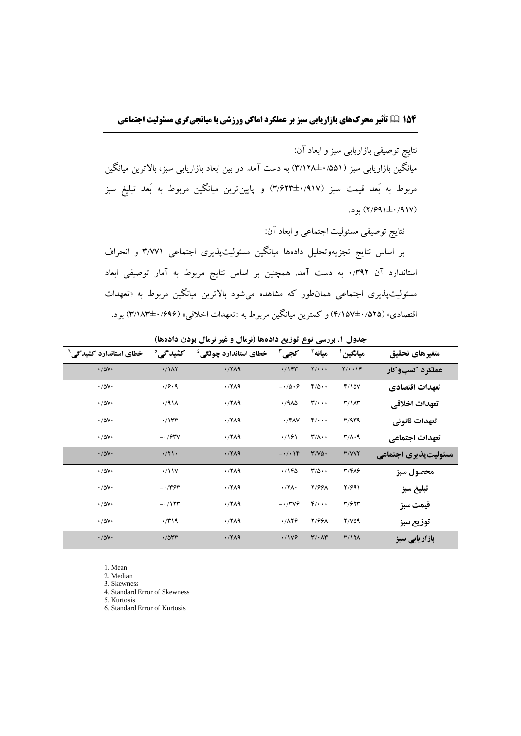نتایج توصیفی بازاریابی سبز و ابعاد آن:

میانگین بازاریابی سبز (۰/۵۵۱±۳/۱۲۸) به دست آمد. در بین ابعاد بازاریابی سبز، بالاترین میانگین مربوط به بُعد قیمت سبز (۰/۹۱۷±۳/۶۲۳) و پایین‌ترین میانگین مربوط به بُعد تبلیغ سبز (۰/۹۱۷±۲/۶۹۱) بود.

نتایج توصیفی مسئولیت اجتماعی و ابعاد آن:

بر اساس نتایج تجزیه‌وتحلیل داده‌ها میانگین مسئولیت‌پذیری اجتماعی ۳/۷۷۱ و انحراف استاندارد آن ۰/۳۹۲ به دست آمد. همچنین بر اساس نتایج مربوط به آمار توصیفی ابعاد مسئولیت‌پذیری اجتماعی همان‌طور که مشاهده می‌شود بالاترین میانگین مربوط به «تعهدات اقتصادی» (۰/۵۲۵±۴/۱۵۷) و کمترین میانگین مربوط به «تعهدات اخلاقی» (۰/۶۹۶±۳/۱۸۳) بود.

**جدول ۱. بررسی نوع توزیع داده‌ها (نرمال و غیر نرمال بودن داده‌ها)**

| متغیرهای تحقیق | میانگین[1] | میانه[2] | کجی[3] | خطای استاندارد چولگی[4] | کشیدگی[5] | خطای استاندارد کشیدگی[6] |
|---|---|---|---|---|---|---|
| عملکرد کسب‌وکار | ۲/۰۰۱۴ | ۲/۰۰۰ | ۰/۱۴۳ | ۰/۲۸۹ | ۰/۱۸۲ | ۰/۵۷۰ |
| تعهدات اقتصادی | ۴/۱۵۷ | ۴/۵۰۰ | -۰/۵۰۶ | ۰/۲۸۹ | ۰/۶۰۹ | ۰/۵۷۰ |
| تعهدات اخلاقی | ۳/۱۸۳ | ۳/۰۰۰ | ۰/۹۸۵ | ۰/۲۸۹ | ۰/۹۱۸ | ۰/۵۷۰ |
| تعهدات قانونی | ۳/۹۳۹ | ۴/۰۰۰ | -۰/۴۸۷ | ۰/۲۸۹ | ۰/۱۳۳ | ۰/۵۷۰ |
| تعهدات اجتماعی | ۳/۸۰۹ | ۳/۸۰۰ | ۰/۱۶۱ | ۰/۲۸۹ | -۰/۶۳۷ | ۰/۵۷۰ |
| مسئولیت‌پذیری اجتماعی | ۳/۷۷۲ | ۳/۷۵۰ | -۰/۰۱۴ | ۰/۲۸۹ | ۰/۲۱۰ | ۰/۵۷۰ |
| محصول سبز | ۳/۴۸۶ | ۳/۵۰۰ | ۰/۱۴۵ | ۰/۲۸۹ | ۰/۱۱۷ | ۰/۵۷۰ |
| تبلیغ سبز | ۲/۶۹۱ | ۲/۶۶۸ | ۰/۲۸۰ | ۰/۲۸۹ | -۰/۳۶۳ | ۰/۵۷۰ |
| قیمت سبز | ۳/۶۲۳ | ۴/۰۰۰ | -۰/۳۷۶ | ۰/۲۸۹ | -۰/۱۲۳ | ۰/۵۷۰ |
| توزیع سبز | ۲/۷۵۹ | ۲/۶۶۸ | ۰/۸۲۶ | ۰/۲۸۹ | ۰/۳۱۹ | ۰/۵۷۰ |
| بازاریابی سبز | ۳/۱۲۸ | ۳/۰۸۳ | ۰/۱۷۶ | ۰/۲۸۹ | ۰/۵۳۳ | ۰/۵۷۰ |

1. Mean
2. Median
3. Skewness
4. Standard Error of Skewness
5. Kurtosis
6. Standard Error of Kurtosis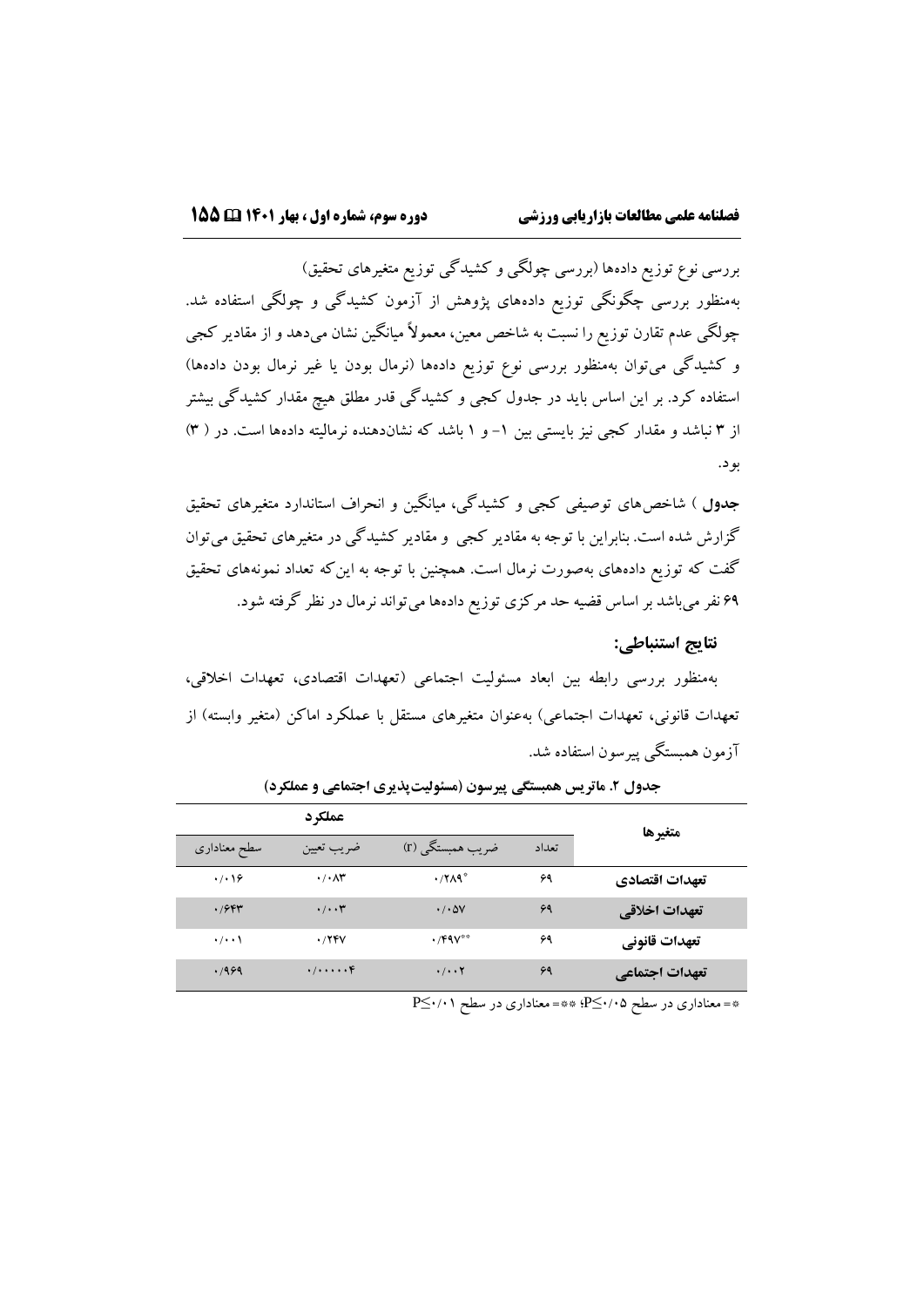بررسی نوع توزیع داده‌ها (بررسی چولگی و کشیدگی توزیع متغیرهای تحقیق)

به‌منظور بررسی چگونگی توزیع داده‌های پژوهش از آزمون کشیدگی و چولگی استفاده شد. چولگی عدم تقارن توزیع را نسبت به شاخص معین، معمولاً میانگین نشان می‌دهد و از مقادیر کجی و کشیدگی می‌توان به‌منظور بررسی نوع توزیع داده‌ها (نرمال بودن یا غیر نرمال بودن داده‌ها) استفاده کرد. بر این اساس باید در جدول کجی و کشیدگی قدر مطلق هیچ مقدار کشیدگی بیشتر از ۳ نباشد و مقدار کجی نیز بایستی بین ۱- و ۱ باشد که نشان‌دهنده نرمالیته داده‌ها است. در ( ۳) بود.

**جدول** ) شاخص‌های توصیفی کجی و کشیدگی، میانگین و انحراف استاندارد متغیرهای تحقیق گزارش شده است. بنابراین با توجه به مقادیر کجی و مقادیر کشیدگی در متغیرهای تحقیق می‌توان گفت که توزیع داده‌های به‌صورت نرمال است. همچنین با توجه به این‌که تعداد نمونه‌های تحقیق ۶۹ نفر می‌باشد بر اساس قضیه حد مرکزی توزیع داده‌ها می‌تواند نرمال در نظر گرفته شود.

## نتایج استنباطی:

به‌منظور بررسی رابطه بین ابعاد مسئولیت اجتماعی (تعهدات اقتصادی، تعهدات اخلاقی، تعهدات قانونی، تعهدات اجتماعی) به‌عنوان متغیرهای مستقل با عملکرد اماکن (متغیر وابسته) از آزمون همبستگی پیرسون استفاده شد.

**جدول ۲. ماتریس همبستگی پیرسون (مسئولیت‌پذیری اجتماعی و عملکرد)**

| متغیرها | عملکرد | | | |
|---|---|---|---|---|
| | تعداد | ضریب همبستگی (r) | ضریب تعیین | سطح معناداری |
| **تعهدات اقتصادی** | ۶۹ | *۰/۲۸۹ | ۰/۰۸۳ | ۰/۰۱۶ |
| **تعهدات اخلاقی** | ۶۹ | ۰/۰۵۷ | ۰/۰۰۳ | ۰/۶۴۳ |
| **تعهدات قانونی** | ۶۹ | **۰/۴۹۷ | ۰/۲۴۷ | ۰/۰۰۱ |
| **تعهدات اجتماعی** | ۶۹ | ۰/۰۰۲ | ۰/۰۰۰۰۰۴ | ۰/۹۶۹ |

*= معناداری در سطح $P\leq0/05$؛ **= معناداری در سطح $P\leq0/01$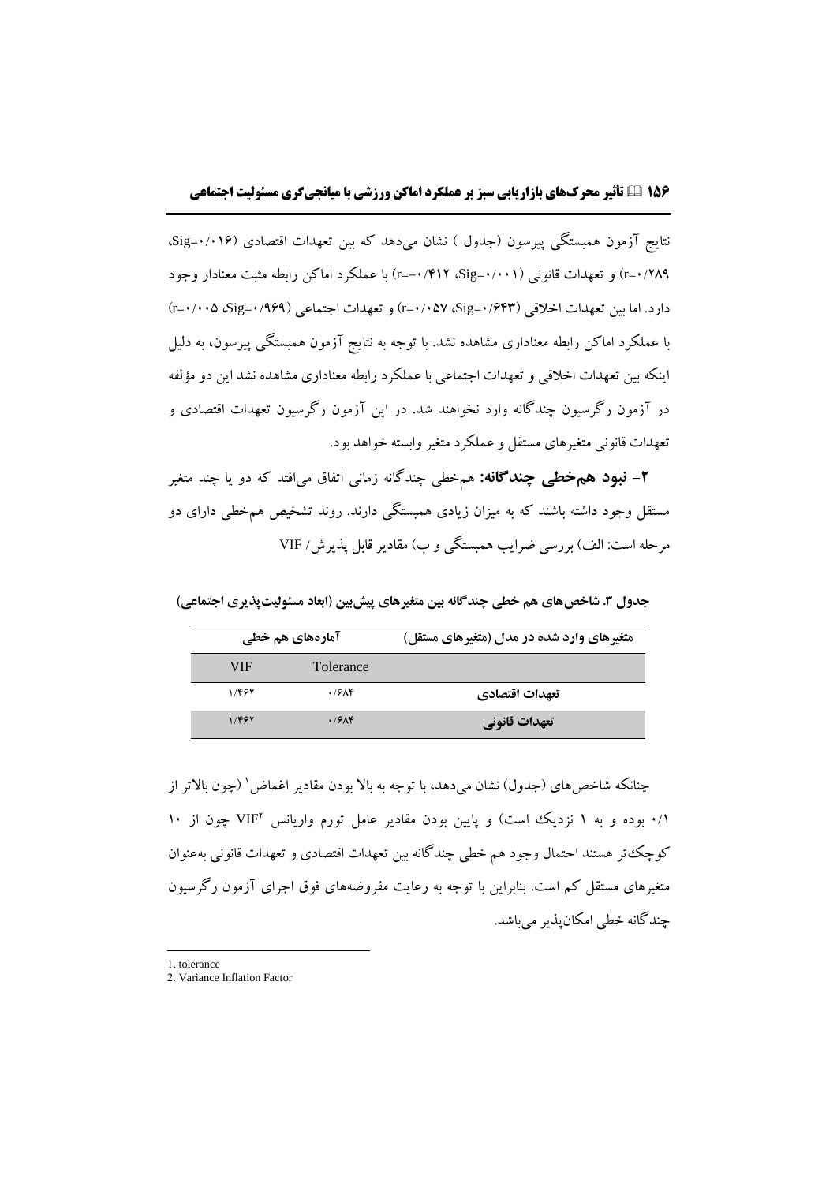نتایج آزمون همبستگی پیرسون (جدول ) نشان می‌دهد که بین تعهدات اقتصادی (Sig=۰/۰۱۶، r=۰/۲۸۹) و تعهدات قانونی (Sig=۰/۰۰۱، r=-۰/۴۱۲) با عملکرد اماکن رابطه مثبت معنادار وجود دارد. اما بین تعهدات اخلاقی (Sig=۰/۶۴۳، r=۰/۰۵۷) و تعهدات اجتماعی (Sig=۰/۹۶۹، r=۰/۰۰۵) با عملکرد اماکن رابطه معناداری مشاهده نشد. با توجه به نتایج آزمون همبستگی پیرسون، به دلیل اینکه بین تعهدات اخلاقی و تعهدات اجتماعی با عملکرد رابطه معناداری مشاهده نشد این دو مؤلفه در آزمون رگرسیون چندگانه وارد نخواهند شد. در این آزمون رگرسیون تعهدات اقتصادی و تعهدات قانونی متغیرهای مستقل و عملکرد متغیر وابسته خواهد بود.

**۲- نبود هم‌خطی چندگانه:** هم‌خطی چندگانه زمانی اتفاق می‌افتد که دو یا چند متغیر مستقل وجود داشته باشند که به میزان زیادی همبستگی دارند. روند تشخیص هم‌خطی دارای دو مرحله است: الف) بررسی ضرایب همبستگی و ب) مقادیر قابل پذیرش/ VIF

**جدول ۳. شاخص‌های هم خطی چندگانه بین متغیرهای پیش‌بین (ابعاد مسئولیت‌پذیری اجتماعی)**

| متغیرهای وارد شده در مدل (متغیرهای مستقل) | آماره‌های هم خطی | |
|---|---|---|
| | Tolerance | VIF |
| تعهدات اقتصادی | ۰/۶۸۴ | ۱/۴۶۲ |
| تعهدات قانونی | ۰/۶۸۴ | ۱/۴۶۲ |

چنانکه شاخص‌های (جدول) نشان می‌دهد، با توجه به بالا بودن مقادیر اغماض[1] (چون بالاتر از ۰/۱ بوده و به ۱ نزدیک است) و پایین بودن مقادیر عامل تورم واریانس VIF[2] چون از ۱۰ کوچک‌تر هستند احتمال وجود هم خطی چندگانه بین تعهدات اقتصادی و تعهدات قانونی به‌عنوان متغیرهای مستقل کم است. بنابراین با توجه به رعایت مفروضه‌های فوق اجرای آزمون رگرسیون چندگانه خطی امکان‌پذیر می‌باشد.

---

1. tolerance
2. Variance Inflation Factor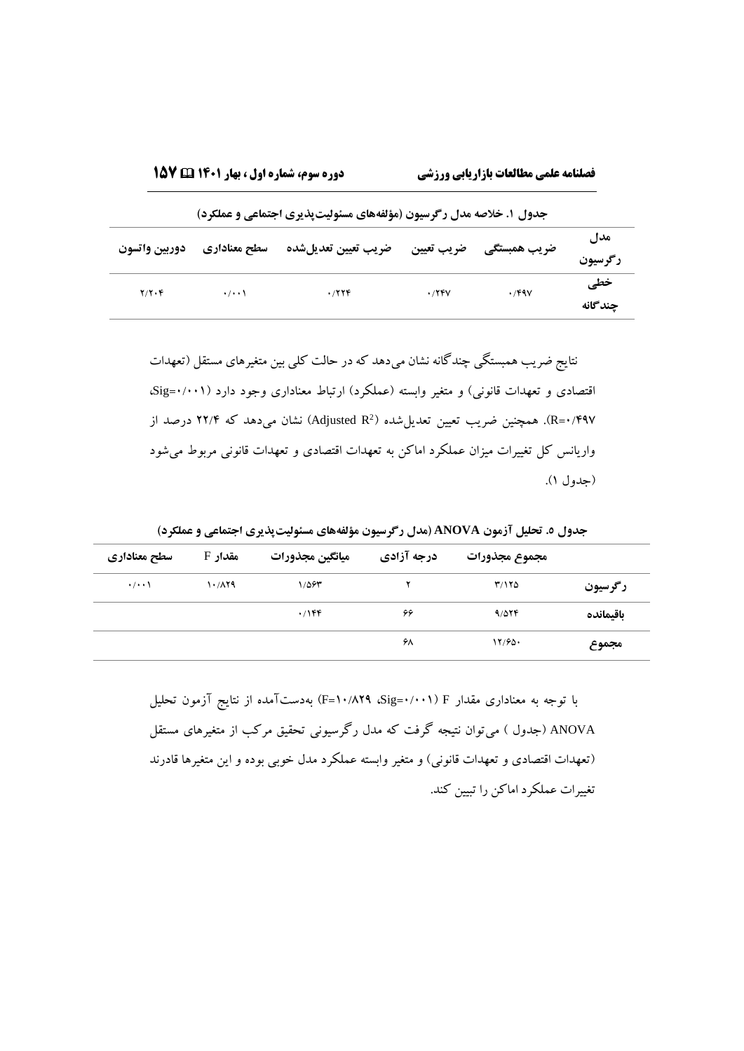جدول ۱. خلاصه مدل رگرسیون (مؤلفه‌های مسئولیت‌پذیری اجتماعی و عملکرد)

| مدل رگرسیون | ضریب همبستگی | ضریب تعیین | ضریب تعیین تعدیل‌شده | سطح معناداری | دوربین واتسون |
|---|---|---|---|---|---|
| خطی چندگانه | ۰/۴۹۷ | ۰/۲۴۷ | ۰/۲۲۴ | ۰/۰۰۱ | ۲/۲۰۴ |

نتایج ضریب همبستگی چندگانه نشان می‌دهد که در حالت کلی بین متغیرهای مستقل (تعهدات اقتصادی و تعهدات قانونی) و متغیر وابسته (عملکرد) ارتباط معناداری وجود دارد (Sig=۰/۰۰۱، R=۰/۴۹۷). همچنین ضریب تعیین تعدیل‌شده (Adjusted $R^2$) نشان می‌دهد که ۲۲/۴ درصد از واریانس کل تغییرات میزان عملکرد اماکن به تعهدات اقتصادی و تعهدات قانونی مربوط می‌شود (جدول ۱).

جدول ۵. تحلیل آزمون ANOVA (مدل رگرسیون مؤلفه‌های مسئولیت‌پذیری اجتماعی و عملکرد)

| | مجموع مجذورات | درجه آزادی | میانگین مجذورات | مقدار F | سطح معناداری |
|---|---|---|---|---|---|
| رگرسیون | ۳/۱۲۵ | ۲ | ۱/۵۶۳ | ۱۰/۸۲۹ | ۰/۰۰۱ |
| باقیمانده | ۹/۵۲۴ | ۶۶ | ۰/۱۴۴ | | |
| مجموع | ۱۲/۶۵۰ | ۶۸ | | | |

با توجه به معناداری مقدار F (Sig=۰/۰۰۱، F=۱۰/۸۲۹) به‌دست‌آمده از نتایج آزمون تحلیل ANOVA (جدول ) می‌توان نتیجه گرفت که مدل رگرسیونی تحقیق مرکب از متغیرهای مستقل (تعهدات اقتصادی و تعهدات قانونی) و متغیر وابسته عملکرد مدل خوبی بوده و این متغیرها قادرند تغییرات عملکرد اماکن را تبیین کند.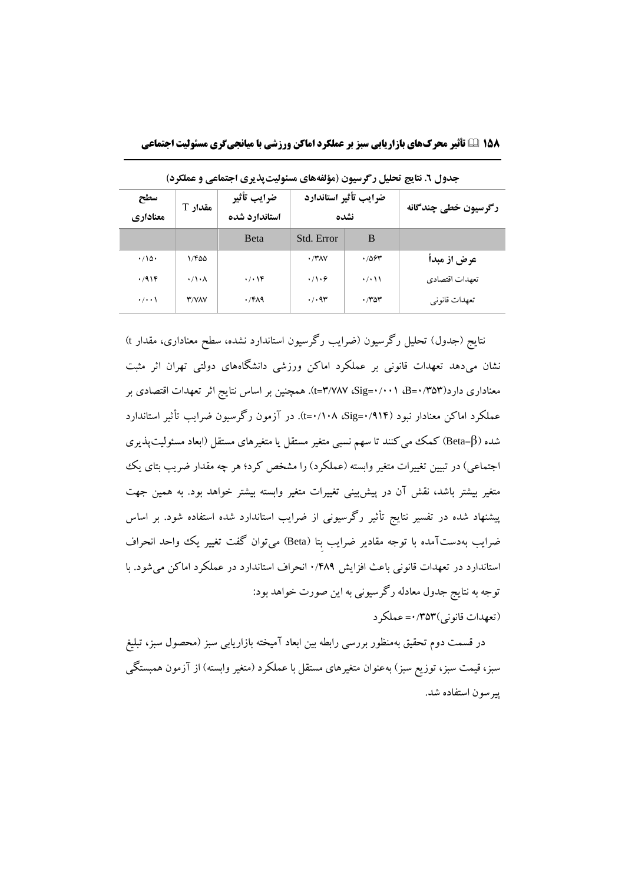جدول ٦. نتایج تحلیل رگرسیون (مؤلفه‌های مسئولیت‌پذیری اجتماعی و عملکرد)

| رگرسیون خطی چندگانه | ضرایب تأثیر استاندارد نشده | | ضرایب تأثیر استاندارد شده | مقدار T | سطح معناداری |
|---|---|---|---|---|---|
| | B | Std. Error | Beta | | |
| **عرض از مبدأ** | ۰/۵۶۳ | ۰/۳۸۷ | | ۱/۴۵۵ | ۰/۱۵۰ |
| تعهدات اقتصادی | ۰/۰۱۱ | ۰/۱۰۶ | ۰/۰۱۴ | ۰/۱۰۸ | ۰/۹۱۴ |
| تعهدات قانونی | ۰/۳۵۳ | ۰/۰۹۳ | ۰/۴۸۹ | ۳/۷۸۷ | ۰/۰۰۱ |

نتایج (جدول) تحلیل رگرسیون (ضرایب رگرسیون استاندارد نشده، سطح معناداری، مقدار t) نشان می‌دهد تعهدات قانونی بر عملکرد اماکن ورزشی دانشگاه‌های دولتی تهران اثر مثبت معناداری دارد(B=۰/۳۵۳، Sig=۰/۰۰۱، t=۳/۷۸۷). همچنین بر اساس نتایج اثر تعهدات اقتصادی بر عملکرد اماکن معنادار نبود (Sig=۰/۹۱۴، t=۰/۱۰۸). در آزمون رگرسیون ضرایب تأثیر استاندارد شده ($Beta=\beta$) کمک می‌کنند تا سهم نسبی متغیر مستقل یا متغیرهای مستقل (ابعاد مسئولیت‌پذیری اجتماعی) در تبیین تغییرات متغیر وابسته (عملکرد) را مشخص کرد؛ هر چه مقدار ضریب بتای یک متغیر بیشتر باشد، نقش آن در پیش‌بینی تغییرات متغیر وابسته بیشتر خواهد بود. به همین جهت پیشنهاد شده در تفسیر نتایج تأثیر رگرسیونی از ضرایب استاندارد شده استفاده شود. بر اساس ضرایب به‌دست‌آمده با توجه مقادیر ضرایب بتا (Beta) می‌توان گفت تغییر یک واحد انحراف استاندارد در تعهدات قانونی باعث افزایش ۰/۴۸۹ انحراف استاندارد در عملکرد اماکن می‌شود. با توجه به نتایج جدول معادله رگرسیونی به این صورت خواهد بود:

(تعهدات قانونی)۰/۳۵۳= عملکرد

در قسمت دوم تحقیق به‌منظور بررسی رابطه بین ابعاد آمیخته بازاریابی سبز (محصول سبز، تبلیغ سبز، قیمت سبز، توزیع سبز) به‌عنوان متغیرهای مستقل با عملکرد (متغیر وابسته) از آزمون همبستگی پیرسون استفاده شد.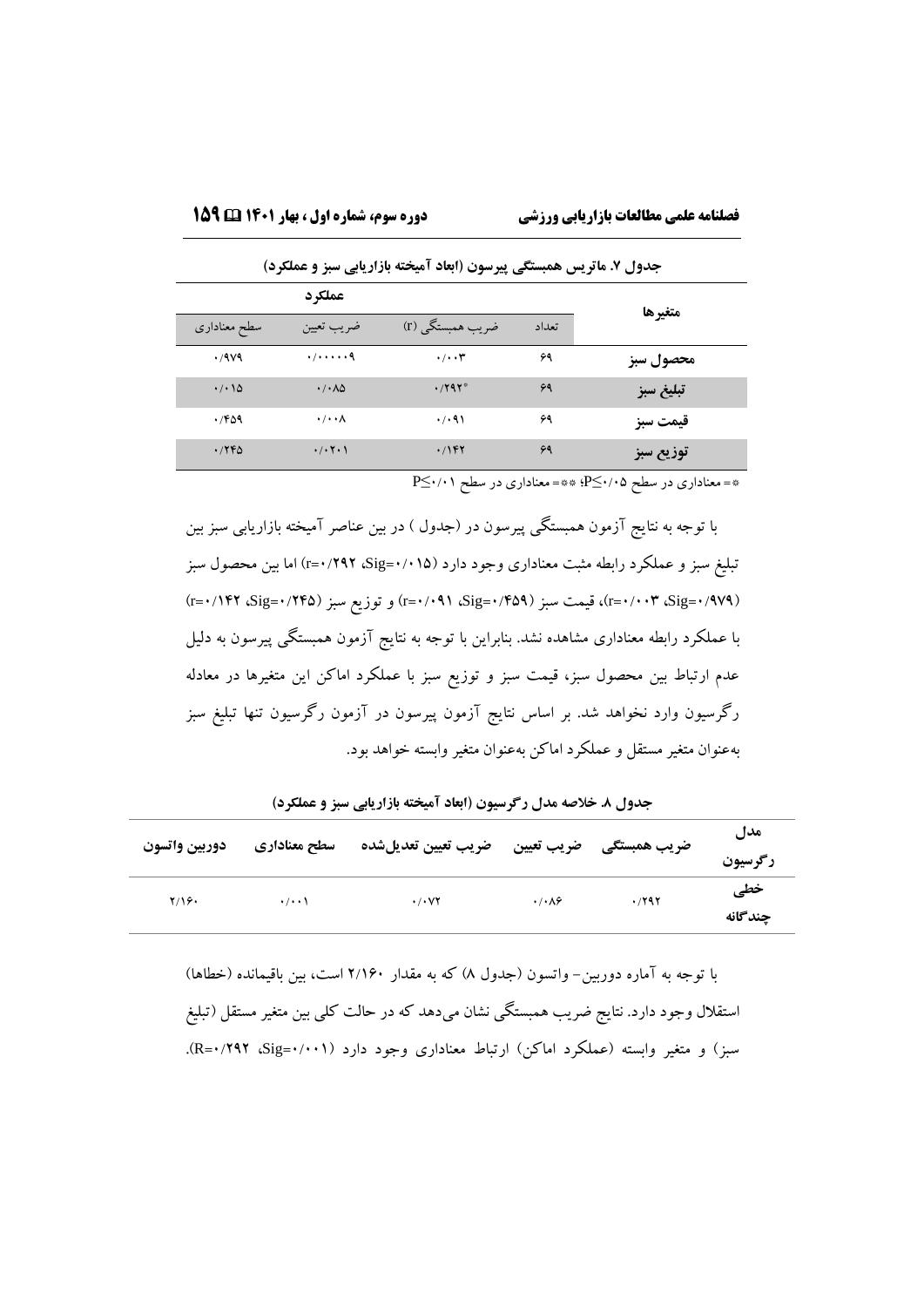**جدول ۷. ماتریس همبستگی پیرسون (ابعاد آمیخته بازاریابی سبز و عملکرد)**

| متغیرها | تعداد | عملکرد | | |
|---|---|---|---|---|
| | | ضریب همبستگی (r) | ضریب تعیین | سطح معناداری |
| **محصول سبز** | ۶۹ | ۰/۰۰۳ | ۰/۰۰۰۰۰۹ | ۰/۹۷۹ |
| **تبلیغ سبز** | ۶۹ | ۰/۲۹۲* | ۰/۰۸۵ | ۰/۰۱۵ |
| **قیمت سبز** | ۶۹ | ۰/۰۹۱ | ۰/۰۰۸ | ۰/۴۵۹ |
| **توزیع سبز** | ۶۹ | ۰/۱۴۲ | ۰/۰۲۰۱ | ۰/۲۴۵ |

*= معناداری در سطح P≤۰/۰۵؛ **= معناداری در سطح P≤۰/۰۱

با توجه به نتایج آزمون همبستگی پیرسون در (جدول ) در بین عناصر آمیخته بازاریابی سبز بین تبلیغ سبز و عملکرد رابطه مثبت معناداری وجود دارد (Sig=۰/۰۱۵، r=۰/۲۹۲) اما بین محصول سبز (Sig=۰/۹۷۹، r=۰/۰۰۳)، قیمت سبز (Sig=۰/۴۵۹، r=۰/۰۹۱) و توزیع سبز (Sig=۰/۲۴۵، r=۰/۱۴۲) با عملکرد رابطه معناداری مشاهده نشد. بنابراین با توجه به نتایج آزمون همبستگی پیرسون به دلیل عدم ارتباط بین محصول سبز، قیمت سبز و توزیع سبز با عملکرد اماکن این متغیرها در معادله رگرسیون وارد نخواهد شد. بر اساس نتایج آزمون پیرسون در آزمون رگرسیون تنها تبلیغ سبز به‌عنوان متغیر مستقل و عملکرد اماکن به‌عنوان متغیر وابسته خواهد بود.

**جدول ۸. خلاصه مدل رگرسیون (ابعاد آمیخته بازاریابی سبز و عملکرد)**

| مدل رگرسیون | ضریب همبستگی | ضریب تعیین | ضریب تعیین تعدیل‌شده | سطح معناداری | دوربین واتسون |
|---|---|---|---|---|---|
| **خطی چندگانه** | ۰/۲۹۲ | ۰/۰۸۶ | ۰/۰۷۲ | ۰/۰۰۱ | ۲/۱۶۰ |

با توجه به آماره دوربین- واتسون (جدول ۸) که به مقدار ۲/۱۶۰ است، بین باقیمانده (خطاها) استقلال وجود دارد. نتایج ضریب همبستگی نشان می‌دهد که در حالت کلی بین متغیر مستقل (تبلیغ سبز) و متغیر وابسته (عملکرد اماکن) ارتباط معناداری وجود دارد (Sig=۰/۰۰۱، R=۰/۲۹۲).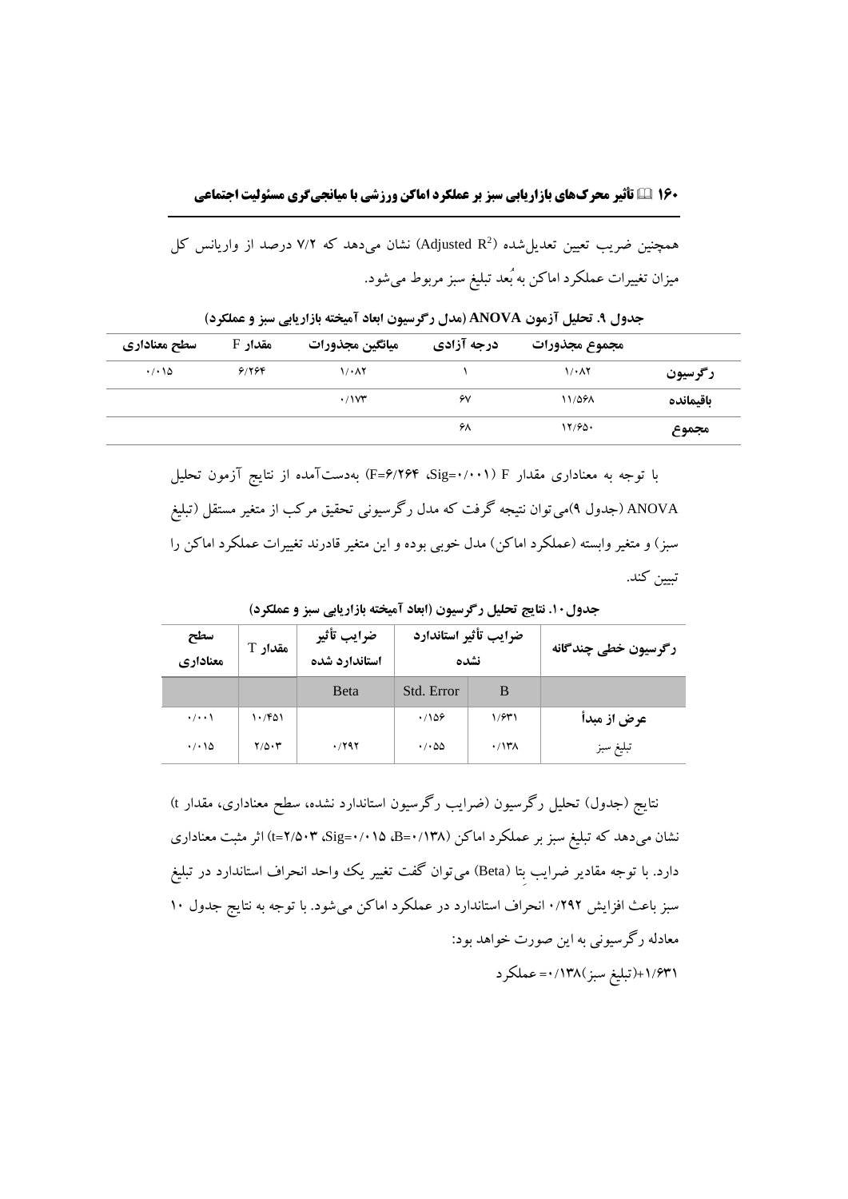همچنین ضریب تعیین تعدیل‌شده (Adjusted $R^2$) نشان می‌دهد که ۷/۲ درصد از واریانس کل میزان تغییرات عملکرد اماکن به بُعد تبلیغ سبز مربوط می‌شود.

**جدول ۹. تحلیل آزمون ANOVA (مدل رگرسیون ابعاد آمیخته بازاریابی سبز و عملکرد)**

| | مجموع مجذورات | درجه آزادی | میانگین مجذورات | مقدار F | سطح معناداری |
|---|---|---|---|---|---|
| رگرسیون | ۱/۰۸۲ | ۱ | ۱/۰۸۲ | ۶/۲۶۴ | ۰/۰۱۵ |
| باقیمانده | ۱۱/۵۶۸ | ۶۷ | ۰/۱۷۳ | | |
| مجموع | ۱۲/۶۵۰ | ۶۸ | | | |

با توجه به معناداری مقدار F (Sig=۰/۰۰۱، F=۶/۲۶۴) به‌دست‌آمده از نتایج آزمون تحلیل ANOVA (جدول ۹)می‌توان نتیجه گرفت که مدل رگرسیونی تحقیق مرکب از متغیر مستقل (تبلیغ سبز) و متغیر وابسته (عملکرد اماکن) مدل خوبی بوده و این متغیر قادرند تغییرات عملکرد اماکن را تبیین کند.

**جدول۱۰. نتایج تحلیل رگرسیون (ابعاد آمیخته بازاریابی سبز و عملکرد)**

| رگرسیون خطی چندگانه | ضرایب تأثیر استاندارد نشده | | ضرایب تأثیر استاندارد شده | مقدار T | سطح معناداری |
|---|---|---|---|---|---|
| | B | Std. Error | Beta | | |
| **عرض از مبدأ** | ۱/۶۳۱ | ۰/۱۵۶ | | ۱۰/۴۵۱ | ۰/۰۰۱ |
| تبلیغ سبز | ۰/۱۳۸ | ۰/۰۵۵ | ۰/۲۹۲ | ۲/۵۰۳ | ۰/۰۱۵ |

نتایج (جدول) تحلیل رگرسیون (ضرایب رگرسیون استاندارد نشده، سطح معناداری، مقدار t) نشان می‌دهد که تبلیغ سبز بر عملکرد اماکن (B=۰/۱۳۸، Sig=۰/۰۱۵، t=۲/۵۰۳) اثر مثبت معناداری دارد. با توجه مقادیر ضرایب بِتا (Beta) می‌توان گفت تغییر یک واحد انحراف استاندارد در تبلیغ سبز باعث افزایش ۰/۲۹۲ انحراف استاندارد در عملکرد اماکن می‌شود. با توجه به نتایج جدول ۱۰ معادله رگرسیونی به این صورت خواهد بود:

۱/۶۳۱+(تبلیغ سبز)۰/۱۳۸=عملکرد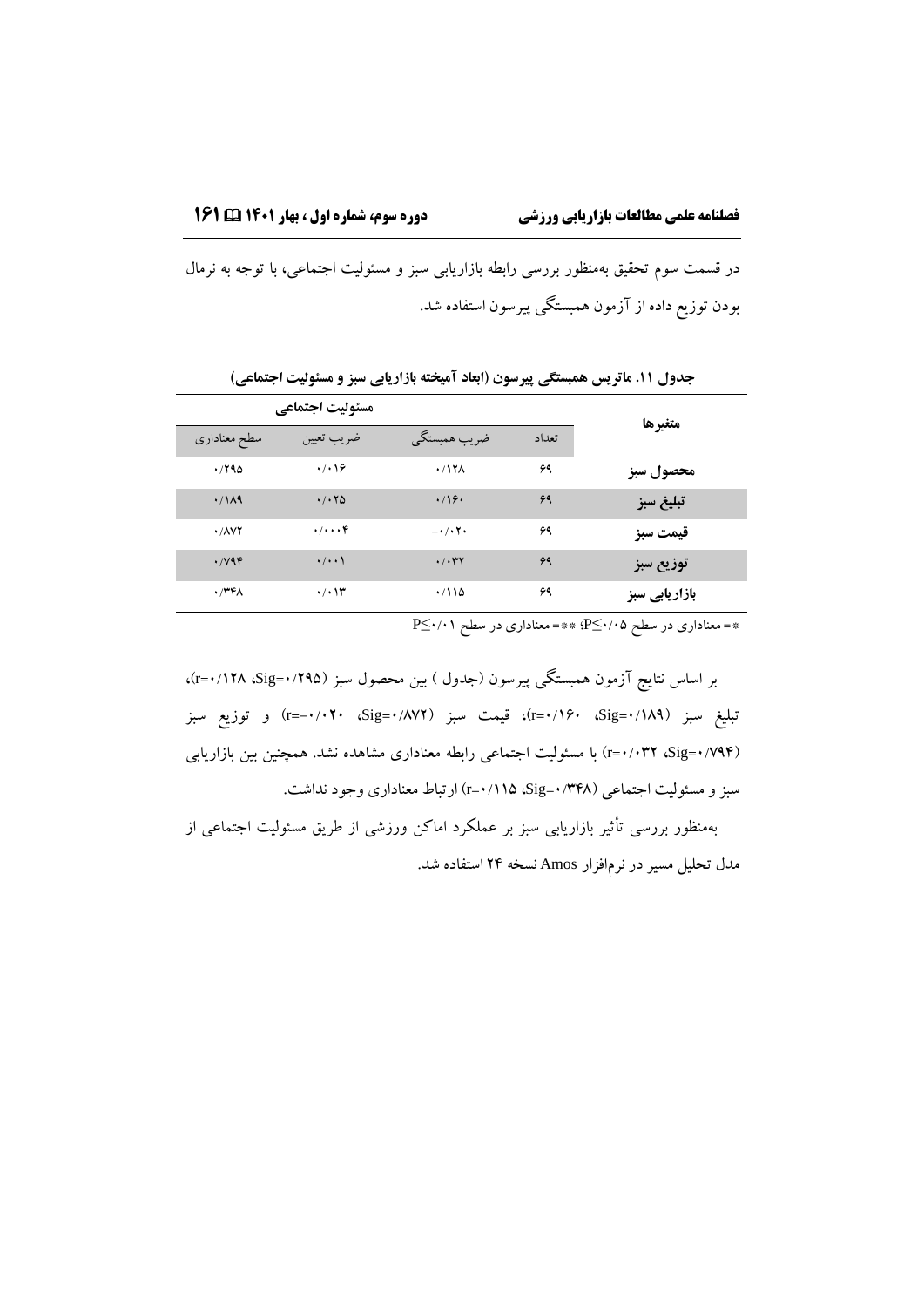در قسمت سوم تحقیق به‌منظور بررسی رابطه بازاریابی سبز و مسئولیت اجتماعی، با توجه به نرمال بودن توزیع داده از آزمون همبستگی پیرسون استفاده شد.

**جدول ۱۱. ماتریس همبستگی پیرسون (ابعاد آمیخته بازاریابی سبز و مسئولیت اجتماعی)**

| متغیرها | مسئولیت اجتماعی | | | |
|---|---|---|---|---|
| | تعداد | ضریب همبستگی | ضریب تعیین | سطح معناداری |
| **محصول سبز** | ۶۹ | ۰/۱۲۸ | ۰/۰۱۶ | ۰/۲۹۵ |
| **تبلیغ سبز** | ۶۹ | ۰/۱۶۰ | ۰/۰۲۵ | ۰/۱۸۹ |
| **قیمت سبز** | ۶۹ | −۰/۰۲۰ | ۰/۰۰۰۴ | ۰/۸۷۲ |
| **توزیع سبز** | ۶۹ | ۰/۰۳۲ | ۰/۰۰۱ | ۰/۷۹۴ |
| **بازاریابی سبز** | ۶۹ | ۰/۱۱۵ | ۰/۰۱۳ | ۰/۳۴۸ |

*= معناداری در سطح P≤۰/۰۵؛ **= معناداری در سطح P≤۰/۰۱

بر اساس نتایج آزمون همبستگی پیرسون (جدول ) بین محصول سبز (Sig=۰/۲۹۵، r=۰/۱۲۸)، تبلیغ سبز (Sig=۰/۱۸۹، r=۰/۱۶۰)، قیمت سبز (Sig=۰/۸۷۲، r=−۰/۰۲۰) و توزیع سبز (Sig=۰/۷۹۴، r=۰/۰۳۲) با مسئولیت اجتماعی رابطه معناداری مشاهده نشد. همچنین بین بازاریابی سبز و مسئولیت اجتماعی (Sig=۰/۳۴۸، r=۰/۱۱۵) ارتباط معناداری وجود نداشت.

به‌منظور بررسی تأثیر بازاریابی سبز بر عملکرد اماکن ورزشی از طریق مسئولیت اجتماعی از مدل تحلیل مسیر در نرم‌افزار Amos نسخه ۲۴ استفاده شد.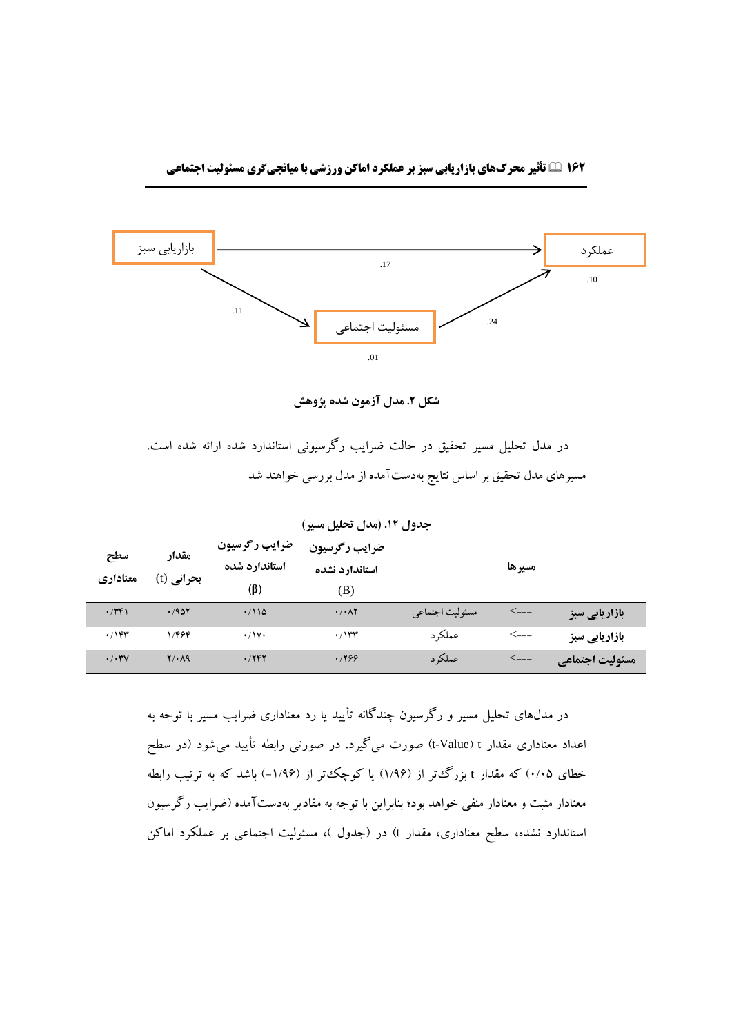بازاریابی سبز → عملکرد: .17

بازاریابی سبز → مسئولیت اجتماعی: .11

مسئولیت اجتماعی → عملکرد: .24

عملکرد: .10

مسئولیت اجتماعی: .01

**شکل ۲. مدل آزمون شده پژوهش**

در مدل تحلیل مسیر تحقیق در حالت ضرایب رگرسیونی استاندارد شده ارائه شده است. مسیرهای مدل تحقیق بر اساس نتایج به‌دست‌آمده از مدل بررسی خواهند شد

**جدول ۱۲. (مدل تحلیل مسیر)**

| مسیرها | | | ضرایب رگرسیون استاندارد نشده (B) | ضرایب رگرسیون استاندارد شده (β) | مقدار بحرانی (t) | سطح معناداری |
|---|---|---|---|---|---|---|
| **بازاریابی سبز** | ---> | مسئولیت اجتماعی | ۰/۰۸۲ | ۰/۱۱۵ | ۰/۹۵۲ | ۰/۳۴۱ |
| **بازاریابی سبز** | ---> | عملکرد | ۰/۱۳۳ | ۰/۱۷۰ | ۱/۴۶۴ | ۰/۱۴۳ |
| **مسئولیت اجتماعی** | ---> | عملکرد | ۰/۲۶۶ | ۰/۲۴۲ | ۲/۰۸۹ | ۰/۰۳۷ |

در مدل‌های تحلیل مسیر و رگرسیون چندگانه تأیید یا رد معناداری ضرایب مسیر با توجه به اعداد معناداری مقدار t (t-Value) صورت می‌گیرد. در صورتی رابطه تأیید می‌شود (در سطح خطای ۰/۰۵) که مقدار t بزرگ‌تر از (۱/۹۶) یا کوچک‌تر از (۱/۹۶-) باشد که به ترتیب رابطه معنادار مثبت و معنادار منفی خواهد بود؛ بنابراین با توجه به مقادیر به‌دست‌آمده (ضرایب رگرسیون استاندارد نشده، سطح معناداری، مقدار t) در (جدول )، مسئولیت اجتماعی بر عملکرد اماکن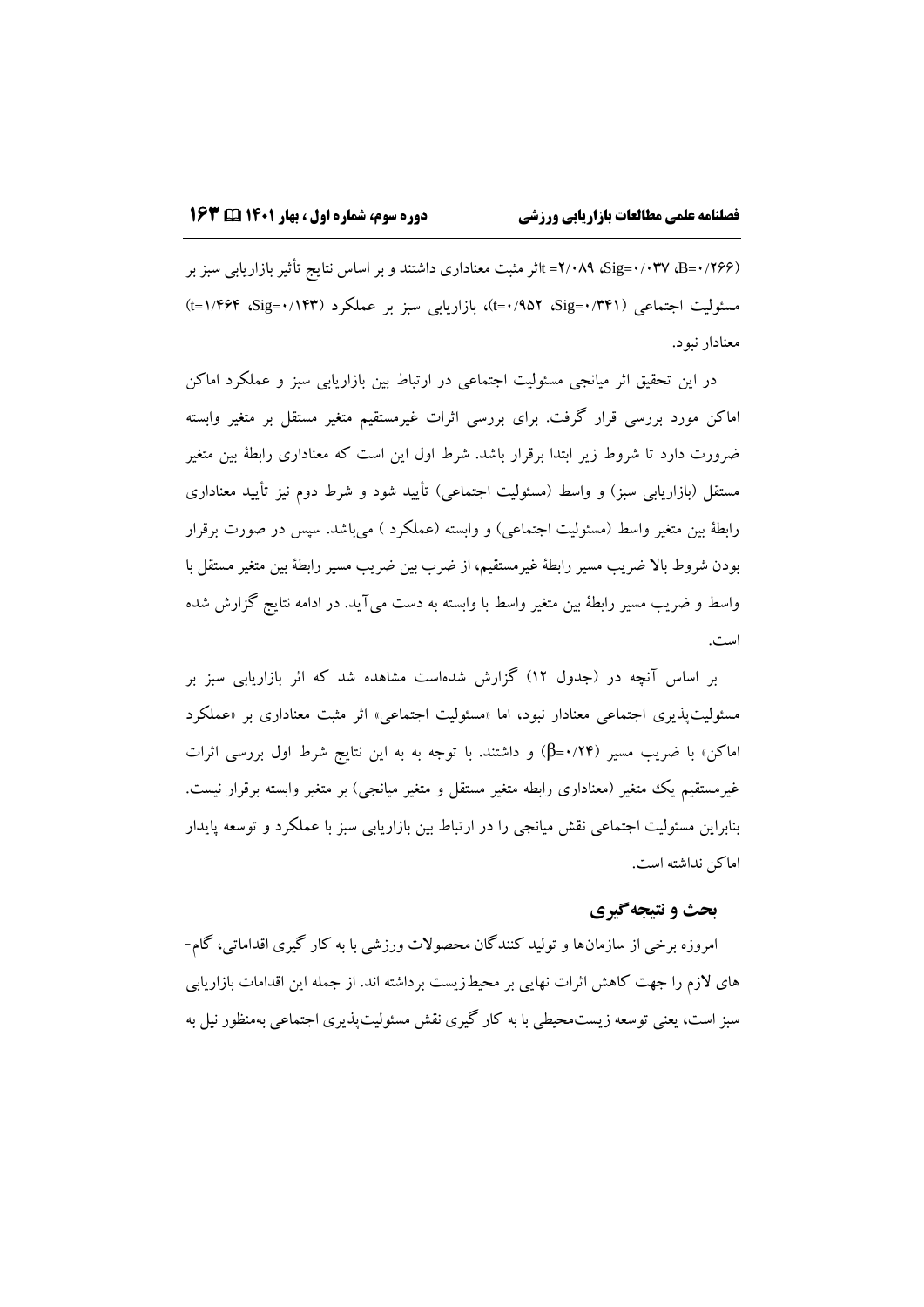(B=۰/۲۶۶، Sig=۰/۰۳۷، t= ۲/۰۸۹)اثر مثبت معناداری داشتند و بر اساس نتایج تأثیر بازاریابی سبز بر مسئولیت اجتماعی (Sig=۰/۳۴۱، t=۰/۹۵۲)، بازاریابی سبز بر عملکرد (Sig=۰/۱۴۳، t=۱/۴۶۴) معنادار نبود.

در این تحقیق اثر میانجی مسئولیت اجتماعی در ارتباط بین بازاریابی سبز و عملکرد اماکن اماکن مورد بررسی قرار گرفت. برای بررسی اثرات غیرمستقیم متغیر مستقل بر متغیر وابسته ضرورت دارد تا شروط زیر ابتدا برقرار باشد. شرط اول این است که معناداری رابطهٔ بین متغیر مستقل (بازاریابی سبز) و واسط (مسئولیت اجتماعی) تأیید شود و شرط دوم نیز تأیید معناداری رابطهٔ بین متغیر واسط (مسئولیت اجتماعی) و وابسته (عملکرد ) می‌باشد. سپس در صورت برقرار بودن شروط بالا ضریب مسیر رابطهٔ غیرمستقیم، از ضرب بین ضریب مسیر رابطهٔ بین متغیر مستقل با واسط و ضریب مسیر رابطهٔ بین متغیر واسط با وابسته به دست می‌آید. در ادامه نتایج گزارش شده است.

بر اساس آنچه در (جدول ۱۲) گزارش شده‌است مشاهده شد که اثر بازاریابی سبز بر مسئولیت‌پذیری اجتماعی معنادار نبود، اما «مسئولیت اجتماعی» اثر مثبت معناداری بر «عملکرد اماکن» با ضریب مسیر ($\beta$=۰/۲۴) و داشتند. با توجه به به این نتایج شرط اول بررسی اثرات غیرمستقیم یک متغیر (معناداری رابطه متغیر مستقل و متغیر میانجی) بر متغیر وابسته برقرار نیست. بنابراین مسئولیت اجتماعی نقش میانجی را در ارتباط بین بازاریابی سبز با عملکرد و توسعه پایدار اماکن نداشته است.

## بحث و نتیجه‌گیری

امروزه برخی از سازمان‌ها و تولید کنندگان محصولات ورزشی با به کار گیری اقداماتی، گام-های لازم را جهت کاهش اثرات نهایی بر محیط‌زیست برداشته اند. از جمله این اقدامات بازاریابی سبز است، یعنی توسعه زیست‌محیطی با به کار گیری نقش مسئولیت‌پذیری اجتماعی به‌منظور نیل به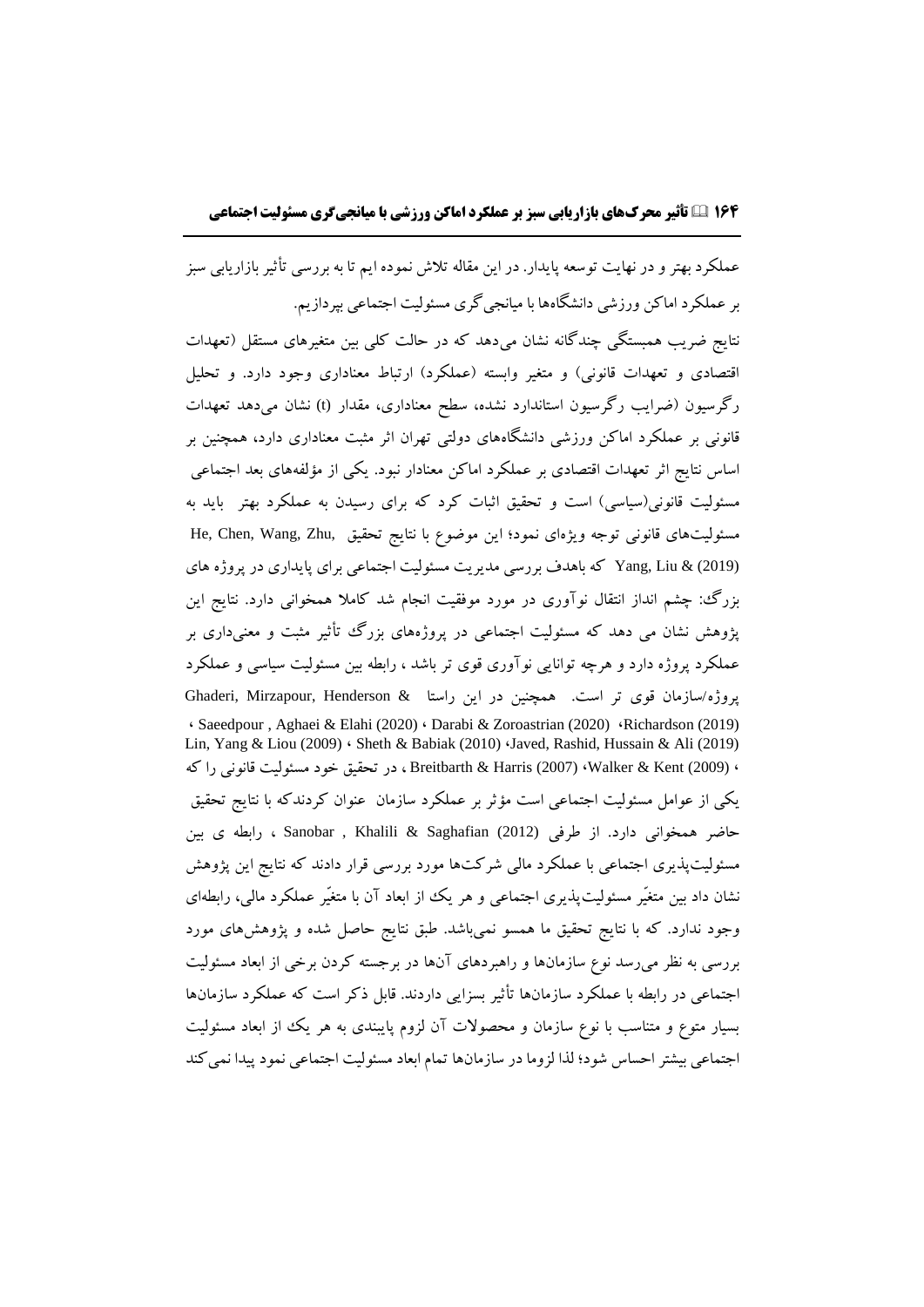عملکرد بهتر و در نهایت توسعه پایدار. در این مقاله تلاش نموده ایم تا به بررسی تأثیر بازاریابی سبز بر عملکرد اماکن ورزشی دانشگاه‌ها با میانجی‌گری مسئولیت اجتماعی بپردازیم.

نتایج ضریب همبستگی چندگانه نشان می‌دهد که در حالت کلی بین متغیرهای مستقل (تعهدات اقتصادی و تعهدات قانونی) و متغیر وابسته (عملکرد) ارتباط معناداری وجود دارد. و تحلیل رگرسیون (ضرایب رگرسیون استاندارد نشده، سطح معناداری، مقدار (t) نشان می‌دهد تعهدات قانونی بر عملکرد اماکن ورزشی دانشگاه‌های دولتی تهران اثر مثبت معناداری دارد، همچنین بر اساس نتایج اثر تعهدات اقتصادی بر عملکرد اماکن معنادار نبود. یکی از مؤلفه‌های بعد اجتماعی مسئولیت قانونی(سیاسی) است و تحقیق اثبات کرد که برای رسیدن به عملکرد بهتر باید به مسئولیت‌های قانونی توجه ویژه‌ای نمود؛ این موضوع با نتایج تحقیق He, Chen, Wang, Zhu, Yang, Liu & (2019) که باهدف بررسی مدیریت مسئولیت اجتماعی برای پایداری در پروژه های بزرگ: چشم انداز انتقال نوآوری در مورد موفقیت انجام شد کاملا همخوانی دارد. نتایج این پژوهش نشان می دهد که مسئولیت اجتماعی در پروژه‌های بزرگ تأثیر مثبت و معنی‌داری بر عملکرد پروژه دارد و هرچه توانایی نوآوری قوی تر باشد ، رابطه بین مسئولیت سیاسی و عملکرد پروژه/سازمان قوی تر است. همچنین در این راستا Ghaderi, Mirzapour, Henderson & Saeedpour , Aghaei & Elahi (2020) ، Darabi & Zoroastrian (2020) ، Richardson (2019)، Lin, Yang & Liou (2009) ، Sheth & Babiak (2010) ، Javed, Rashid, Hussain & Ali (2019)، ، (2009) Walker & Kent، Breitbarth & Harris (2007) ، در تحقیق خود مسئولیت قانونی را که یکی از عوامل مسئولیت اجتماعی است مؤثر بر عملکرد سازمان عنوان کردندکه با نتایج تحقیق حاضر همخوانی دارد. از طرفی Sanobar , Khalili & Saghafian (2012) ، رابطه ی بین مسئولیت‌پذیری اجتماعی با عملکرد مالی شرکت‌ها مورد بررسی قرار دادند که نتایج این پژوهش نشان داد بین متغیّر مسئولیت‌پذیری اجتماعی و هر یک از ابعاد آن با متغیّر عملکرد مالی، رابطه‌ای وجود ندارد. که با نتایج تحقیق ما همسو نمی‌باشد. طبق نتایج حاصل شده و پژوهش‌های مورد بررسی به نظر می‌رسد نوع سازمان‌ها و راهبردهای آن‌ها در برجسته کردن برخی از ابعاد مسئولیت اجتماعی در رابطه با عملکرد سازمان‌ها تأثیر بسزایی دارند. قابل ذکر است که عملکرد سازمان‌ها بسیار متنوع و متناسب با نوع سازمان و محصولات آن لزوم پایبندی به هر یک از ابعاد مسئولیت اجتماعی بیشتر احساس شود؛ لذا لزوما در سازمان‌ها تمام ابعاد مسئولیت اجتماعی نمود پیدا نمی‌کند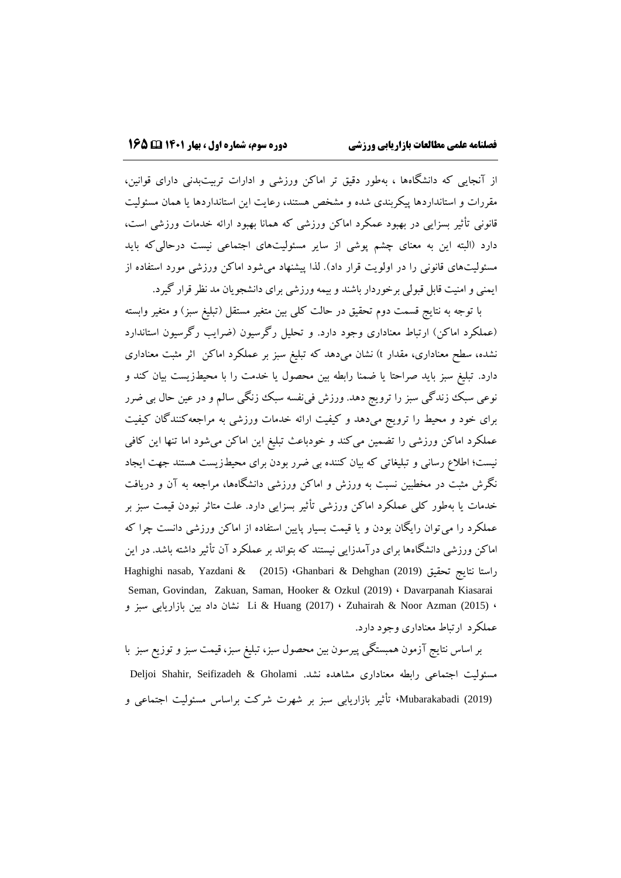از آنجایی که دانشگاه‌ها ، به‌طور دقیق تر اماکن ورزشی و ادارات تربیت‌بدنی دارای قوانین، مقررات و استانداردها پیکربندی شده و مشخص هستند، رعایت این استانداردها یا همان مسئولیت قانونی تأثیر بسزایی در بهبود عملکرد اماکن ورزشی که همانا بهبود ارائه خدمات ورزشی است، دارد (البته این به معنای چشم پوشی از سایر مسئولیت‌های اجتماعی نیست درحالی‌که باید مسئولیت‌های قانونی را در اولویت قرار داد). لذا پیشنهاد می‌شود اماکن ورزشی مورد استفاده از ایمنی و امنیت قابل قبولی برخوردار باشند و بیمه ورزشی برای دانشجویان مد نظر قرار گیرد.

با توجه به نتایج قسمت دوم تحقیق در حالت کلی بین متغیر مستقل (تبلیغ سبز) و متغیر وابسته (عملکرد اماکن) ارتباط معناداری وجود دارد. و تحلیل رگرسیون (ضرایب رگرسیون استاندارد نشده، سطح معناداری، مقدار t) نشان می‌دهد که تبلیغ سبز بر عملکرد اماکن اثر مثبت معناداری دارد. تبلیغ سبز باید صراحتا یا ضمنا رابطه بین محصول یا خدمت را با محیط‌زیست بیان کند و نوعی سبک زندگی سبز را ترویج دهد. ورزش فی‌نفسه سبک زنگی سالم و در عین حال بی ضرر برای خود و محیط را ترویج می‌دهد و کیفیت ارائه خدمات ورزشی به مراجعه‌کنندگان کیفیت عملکرد اماکن ورزشی را تضمین می‌کند و خودباعث تبلیغ این اماکن می‌شود اما تنها این کافی نیست؛ اطلاع رسانی و تبلیغاتی که بیان کننده بی ضرر بودن برای محیط‌زیست هستند جهت ایجاد نگرش مثبت در مخطبین نسبت به ورزش و اماکن ورزشی دانشگاه‌ها، مراجعه به آن و دریافت خدمات یا به‌طور کلی عملکرد اماکن ورزشی تأثیر بسزایی دارد. علت متاثر نبودن قیمت سبز بر عملکرد را می‌توان رایگان بودن و یا قیمت بسیار پایین استفاده از اماکن ورزشی دانست چرا که اماکن ورزشی دانشگاه‌ها برای درآمدزایی نیستند که بتواند بر عملکرد آن تأثیر داشته باشد. در این راستا نتایج تحقیق Haghighi nasab, Yazdani & Ghanbari & Dehghan (2019)، (2015) Seman, Govindan, Zakuan, Saman, Hooker & Ozkul (2019) ، Davarpanah Kiasarai (2015) ، Zuhairah & Noor Azman (2015) ، Li & Huang (2017) نشان داد بین بازاریابی سبز و عملکرد ارتباط معناداری وجود دارد.

بر اساس نتایج آزمون همبستگی پیرسون بین محصول سبز، تبلیغ سبز، قیمت سبز و توزیع سبز با مسئولیت اجتماعی رابطه معناداری مشاهده نشد. Deljoi Shahir, Seifizadeh & Gholami Mubarakabadi (2019)، تأثیر بازاریابی سبز بر شهرت شرکت براساس مسئولیت اجتماعی و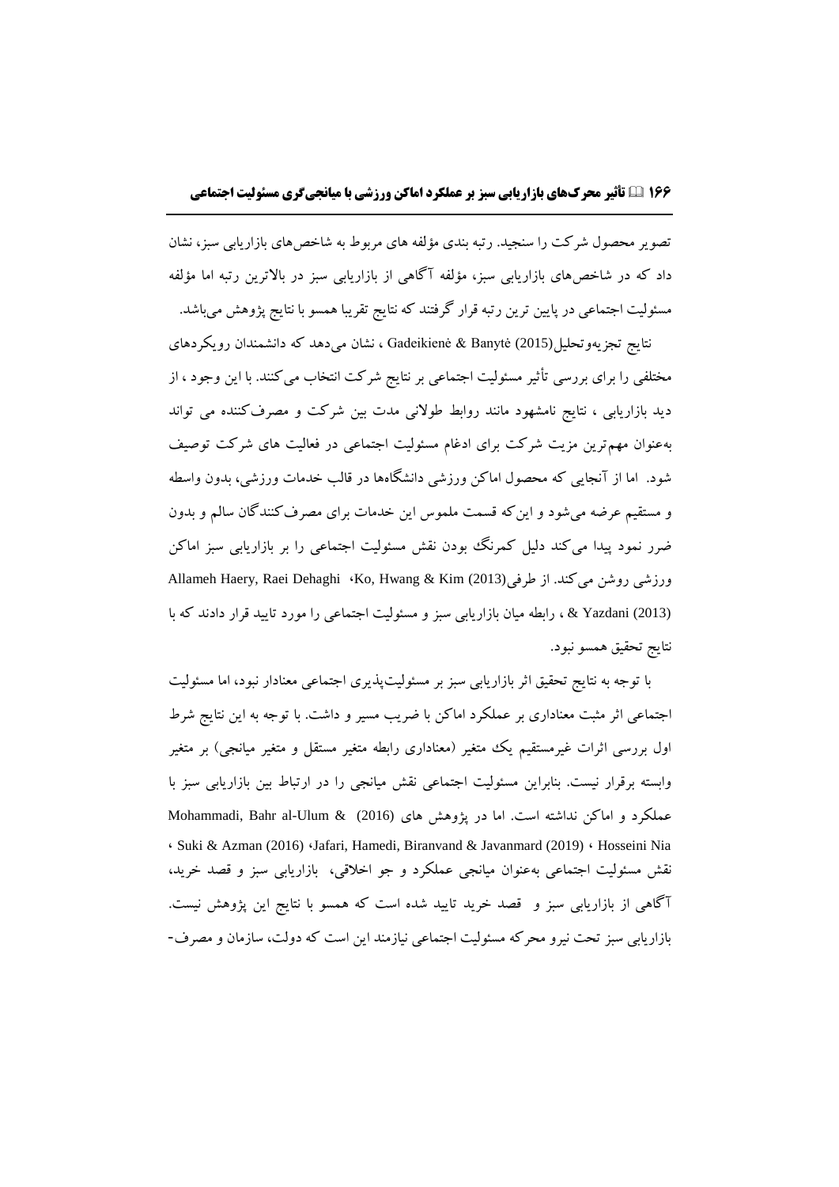تصویر محصول شرکت را سنجید. رتبه بندی مؤلفه های مربوط به شاخص‌های بازاریابی سبز، نشان داد که در شاخص‌های بازاریابی سبز، مؤلفه آگاهی از بازاریابی سبز در بالاترین رتبه اما مؤلفه مسئولیت اجتماعی در پایین ترین رتبه قرار گرفتند که نتایج تقریبا همسو با نتایج پژوهش می‌باشد.

نتایج تجزیه‌وتحلیل Gadeikienė & Banytė (2015) ، نشان می‌دهد که دانشمندان رویکردهای مختلفی را برای بررسی تأثیر مسئولیت اجتماعی بر نتایج شرکت انتخاب می‌کنند. با این وجود ، از دید بازاریابی ، نتایج نامشهود مانند روابط طولانی مدت بین شرکت و مصرف‌کننده می تواند به‌عنوان مهم‌ترین مزیت شرکت برای ادغام مسئولیت اجتماعی در فعالیت های شرکت توصیف شود. اما از آنجایی که محصول اماکن ورزشی دانشگاه‌ها در قالب خدمات ورزشی، بدون واسطه و مستقیم عرضه می‌شود و این‌که قسمت ملموس این خدمات برای مصرف‌کنندگان سالم و بدون ضرر نمود پیدا می‌کند دلیل کمرنگ بودن نقش مسئولیت اجتماعی را بر بازاریابی سبز اماکن ورزشی روشن می‌کند. از طرفی Ko, Hwang & Kim (2013)، Allameh Haery, Raei Dehaghi & Yazdani (2013) ، رابطه میان بازاریابی سبز و مسئولیت اجتماعی را مورد تایید قرار دادند که با نتایج تحقیق همسو نبود.

با توجه به نتایج تحقیق اثر بازاریابی سبز بر مسئولیت‌پذیری اجتماعی معنادار نبود، اما مسئولیت اجتماعی اثر مثبت معناداری بر عملکرد اماکن با ضریب مسیر و داشت. با توجه به این نتایج شرط اول بررسی اثرات غیرمستقیم یک متغیر (معناداری رابطه متغیر مستقل و متغیر میانجی) بر متغیر وابسته برقرار نیست. بنابراین مسئولیت اجتماعی نقش میانجی را در ارتباط بین بازاریابی سبز با عملکرد و اماکن نداشته است. اما در پژوهش های Mohammadi, Bahr al-Ulum & (2016) Hosseini Nia ، Suki & Azman (2016) ،Jafari, Hamedi, Biranvand & Javanmard (2019) ، نقش مسئولیت اجتماعی به‌عنوان میانجی عملکرد و جو اخلاقی، بازاریابی سبز و قصد خرید، آگاهی از بازاریابی سبز و قصد خرید تایید شده است که همسو با نتایج این پژوهش نیست. بازاریابی سبز تحت نیرو محرکه مسئولیت اجتماعی نیازمند این است که دولت، سازمان و مصرف-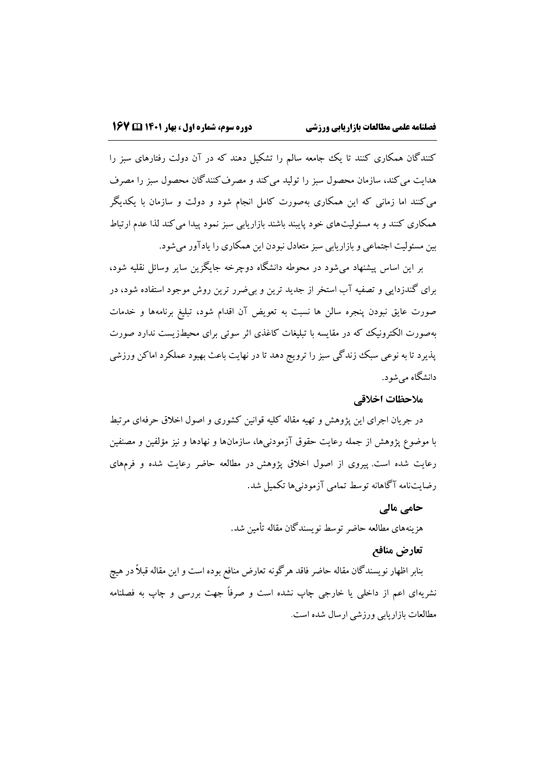کنندگان همکاری کنند تا یک جامعه سالم را تشکیل دهند که در آن دولت رفتارهای سبز را هدایت می‌کند، سازمان محصول سبز را تولید می‌کند و مصرف‌کنندگان محصول سبز را مصرف می‌کنند اما زمانی که این همکاری به‌صورت کامل انجام شود و دولت و سازمان با یکدیگر همکاری کنند و به مسئولیت‌های خود پایبند باشند بازاریابی سبز نمود پیدا می‌کند لذا عدم ارتباط بین مسئولیت اجتماعی و بازاریابی سبز متعادل نبودن این همکاری را یادآور می‌شود.

بر این اساس پیشنهاد می‌شود در محوطه دانشگاه دوچرخه جایگزین سایر وسائل نقلیه شود، برای گندزدایی و تصفیه آب استخر از جدید ترین و بی‌ضرر ترین روش موجود استفاده شود، در صورت عایق نبودن پنجره سالن ها نسبت به تعویض آن اقدام شود، تبلیغ برنامه‌ها و خدمات به‌صورت الکترونیک که در مقایسه با تبلیغات کاغذی اثر سوئی برای محیط‌زیست ندارد صورت پذیرد تا به نوعی سبک زندگی سبز را ترویج دهد تا در نهایت باعث بهبود عملکرد اماکن ورزشی دانشگاه می‌شود.

### ملاحظات اخلاقی

در جریان اجرای این پژوهش و تهیه مقاله کلیه قوانین کشوری و اصول اخلاق حرفه‌ای مرتبط با موضوع پژوهش از جمله رعایت حقوق آزمودنی‌ها، سازمان‌ها و نهادها و نیز مؤلفین و مصنفین رعایت شده است. پیروی از اصول اخلاق پژوهش در مطالعه حاضر رعایت شده و فرم‌های رضایت‌نامه آگاهانه توسط تمامی آزمودنی‌ها تکمیل شد.

### حامی مالی

هزینه‌های مطالعه حاضر توسط نویسندگان مقاله تأمین شد.

### تعارض منافع

بنابر اظهار نویسندگان مقاله حاضر فاقد هرگونه تعارض منافع بوده است و این مقاله قبلاً در هیچ نشریه‌ای اعم از داخلی یا خارجی چاپ نشده است و صرفاً جهت بررسی و چاپ به فصلنامه مطالعات بازاریابی ورزشی ارسال شده است.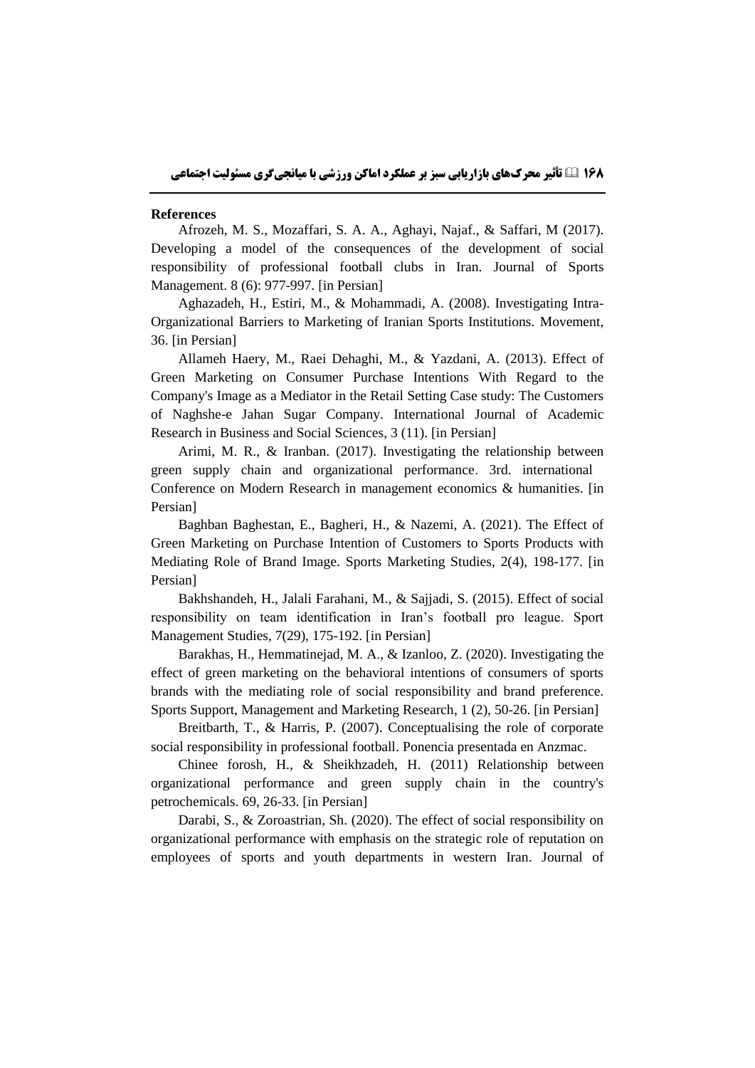**References**

Afrozeh, M. S., Mozaffari, S. A. A., Aghayi, Najaf., & Saffari, M (2017). Developing a model of the consequences of the development of social responsibility of professional football clubs in Iran. Journal of Sports Management. 8 (6): 977-997. [in Persian]

Aghazadeh, H., Estiri, M., & Mohammadi, A. (2008). Investigating Intra-Organizational Barriers to Marketing of Iranian Sports Institutions. Movement, 36. [in Persian]

Allameh Haery, M., Raei Dehaghi, M., & Yazdani, A. (2013). Effect of Green Marketing on Consumer Purchase Intentions With Regard to the Company's Image as a Mediator in the Retail Setting Case study: The Customers of Naghshe-e Jahan Sugar Company. International Journal of Academic Research in Business and Social Sciences, 3 (11). [in Persian]

Arimi, M. R., & Iranban. (2017). Investigating the relationship between green supply chain and organizational performance. 3rd. international Conference on Modern Research in management economics & humanities. [in Persian]

Baghban Baghestan, E., Bagheri, H., & Nazemi, A. (2021). The Effect of Green Marketing on Purchase Intention of Customers to Sports Products with Mediating Role of Brand Image. Sports Marketing Studies, 2(4), 198-177. [in Persian]

Bakhshandeh, H., Jalali Farahani, M., & Sajjadi, S. (2015). Effect of social responsibility on team identification in Iran's football pro league. Sport Management Studies, 7(29), 175-192. [in Persian]

Barakhas, H., Hemmatinejad, M. A., & Izanloo, Z. (2020). Investigating the effect of green marketing on the behavioral intentions of consumers of sports brands with the mediating role of social responsibility and brand preference. Sports Support, Management and Marketing Research, 1 (2), 50-26. [in Persian]

Breitbarth, T., & Harris, P. (2007). Conceptualising the role of corporate social responsibility in professional football. Ponencia presentada en Anzmac.

Chinee forosh, H., & Sheikhzadeh, H. (2011) Relationship between organizational performance and green supply chain in the country's petrochemicals. 69, 26-33. [in Persian]

Darabi, S., & Zoroastrian, Sh. (2020). The effect of social responsibility on organizational performance with emphasis on the strategic role of reputation on employees of sports and youth departments in western Iran. Journal of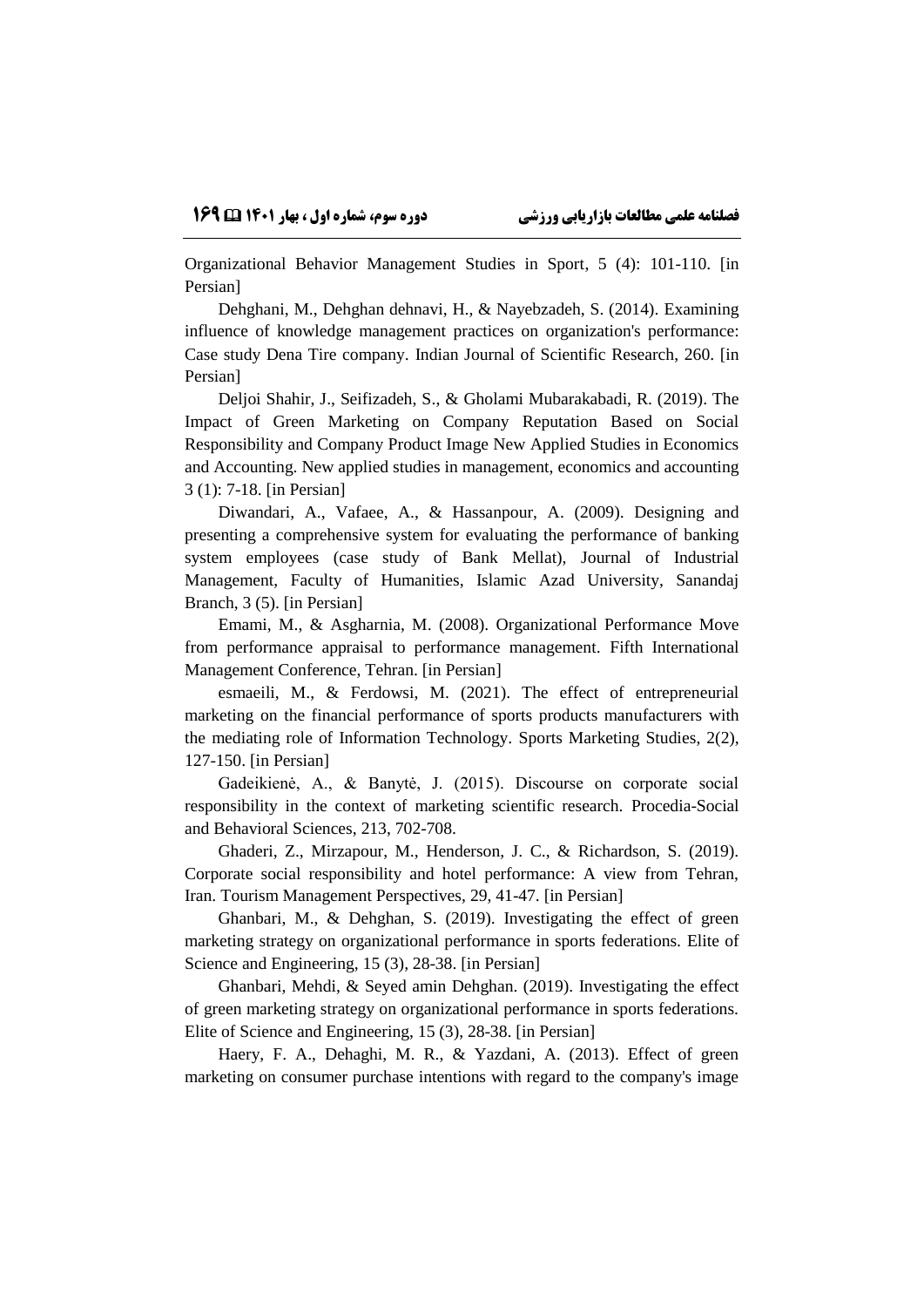Organizational Behavior Management Studies in Sport, 5 (4): 101-110. [in Persian]

Dehghani, M., Dehghan dehnavi, H., & Nayebzadeh, S. (2014). Examining influence of knowledge management practices on organization's performance: Case study Dena Tire company. Indian Journal of Scientific Research, 260. [in Persian]

Deljoi Shahir, J., Seifizadeh, S., & Gholami Mubarakabadi, R. (2019). The Impact of Green Marketing on Company Reputation Based on Social Responsibility and Company Product Image New Applied Studies in Economics and Accounting. New applied studies in management, economics and accounting 3 (1): 7-18. [in Persian]

Diwandari, A., Vafaee, A., & Hassanpour, A. (2009). Designing and presenting a comprehensive system for evaluating the performance of banking system employees (case study of Bank Mellat), Journal of Industrial Management, Faculty of Humanities, Islamic Azad University, Sanandaj Branch, 3 (5). [in Persian]

Emami, M., & Asgharnia, M. (2008). Organizational Performance Move from performance appraisal to performance management. Fifth International Management Conference, Tehran. [in Persian]

esmaeili, M., & Ferdowsi, M. (2021). The effect of entrepreneurial marketing on the financial performance of sports products manufacturers with the mediating role of Information Technology. Sports Marketing Studies, 2(2), 127-150. [in Persian]

Gadeikienė, A., & Banytė, J. (2015). Discourse on corporate social responsibility in the context of marketing scientific research. Procedia-Social and Behavioral Sciences, 213, 702-708.

Ghaderi, Z., Mirzapour, M., Henderson, J. C., & Richardson, S. (2019). Corporate social responsibility and hotel performance: A view from Tehran, Iran. Tourism Management Perspectives, 29, 41-47. [in Persian]

Ghanbari, M., & Dehghan, S. (2019). Investigating the effect of green marketing strategy on organizational performance in sports federations. Elite of Science and Engineering, 15 (3), 28-38. [in Persian]

Ghanbari, Mehdi, & Seyed amin Dehghan. (2019). Investigating the effect of green marketing strategy on organizational performance in sports federations. Elite of Science and Engineering, 15 (3), 28-38. [in Persian]

Haery, F. A., Dehaghi, M. R., & Yazdani, A. (2013). Effect of green marketing on consumer purchase intentions with regard to the company's image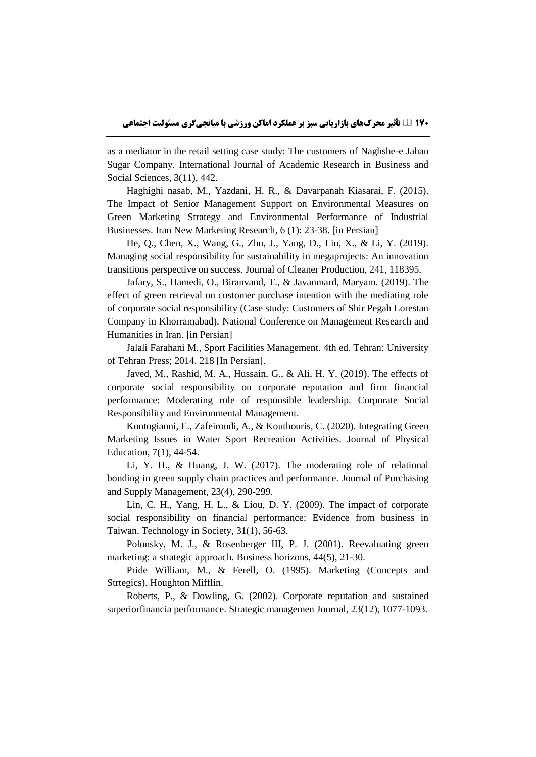as a mediator in the retail setting case study: The customers of Naghshe-e Jahan Sugar Company. International Journal of Academic Research in Business and Social Sciences, 3(11), 442.

Haghighi nasab, M., Yazdani, H. R., & Davarpanah Kiasarai, F. (2015). The Impact of Senior Management Support on Environmental Measures on Green Marketing Strategy and Environmental Performance of Industrial Businesses. Iran New Marketing Research, 6 (1): 23-38. [in Persian]

He, Q., Chen, X., Wang, G., Zhu, J., Yang, D., Liu, X., & Li, Y. (2019). Managing social responsibility for sustainability in megaprojects: An innovation transitions perspective on success. Journal of Cleaner Production, 241, 118395.

Jafary, S., Hamedi, O., Biranvand, T., & Javanmard, Maryam. (2019). The effect of green retrieval on customer purchase intention with the mediating role of corporate social responsibility (Case study: Customers of Shir Pegah Lorestan Company in Khorramabad). National Conference on Management Research and Humanities in Iran. [in Persian]

Jalali Farahani M., Sport Facilities Management. 4th ed. Tehran: University of Tehran Press; 2014. 218 [In Persian].

Javed, M., Rashid, M. A., Hussain, G., & Ali, H. Y. (2019). The effects of corporate social responsibility on corporate reputation and firm financial performance: Moderating role of responsible leadership. Corporate Social Responsibility and Environmental Management.

Kontogianni, E., Zafeiroudi, A., & Kouthouris, C. (2020). Integrating Green Marketing Issues in Water Sport Recreation Activities. Journal of Physical Education, 7(1), 44-54.

Li, Y. H., & Huang, J. W. (2017). The moderating role of relational bonding in green supply chain practices and performance. Journal of Purchasing and Supply Management, 23(4), 290-299.

Lin, C. H., Yang, H. L., & Liou, D. Y. (2009). The impact of corporate social responsibility on financial performance: Evidence from business in Taiwan. Technology in Society, 31(1), 56-63.

Polonsky, M. J., & Rosenberger III, P. J. (2001). Reevaluating green marketing: a strategic approach. Business horizons, 44(5), 21-30.

Pride William, M., & Ferell, O. (1995). Marketing (Concepts and Strtegics). Houghton Mifflin.

Roberts, P., & Dowling, G. (2002). Corporate reputation and sustained superiorfinancia performance. Strategic managemen Journal, 23(12), 1077-1093.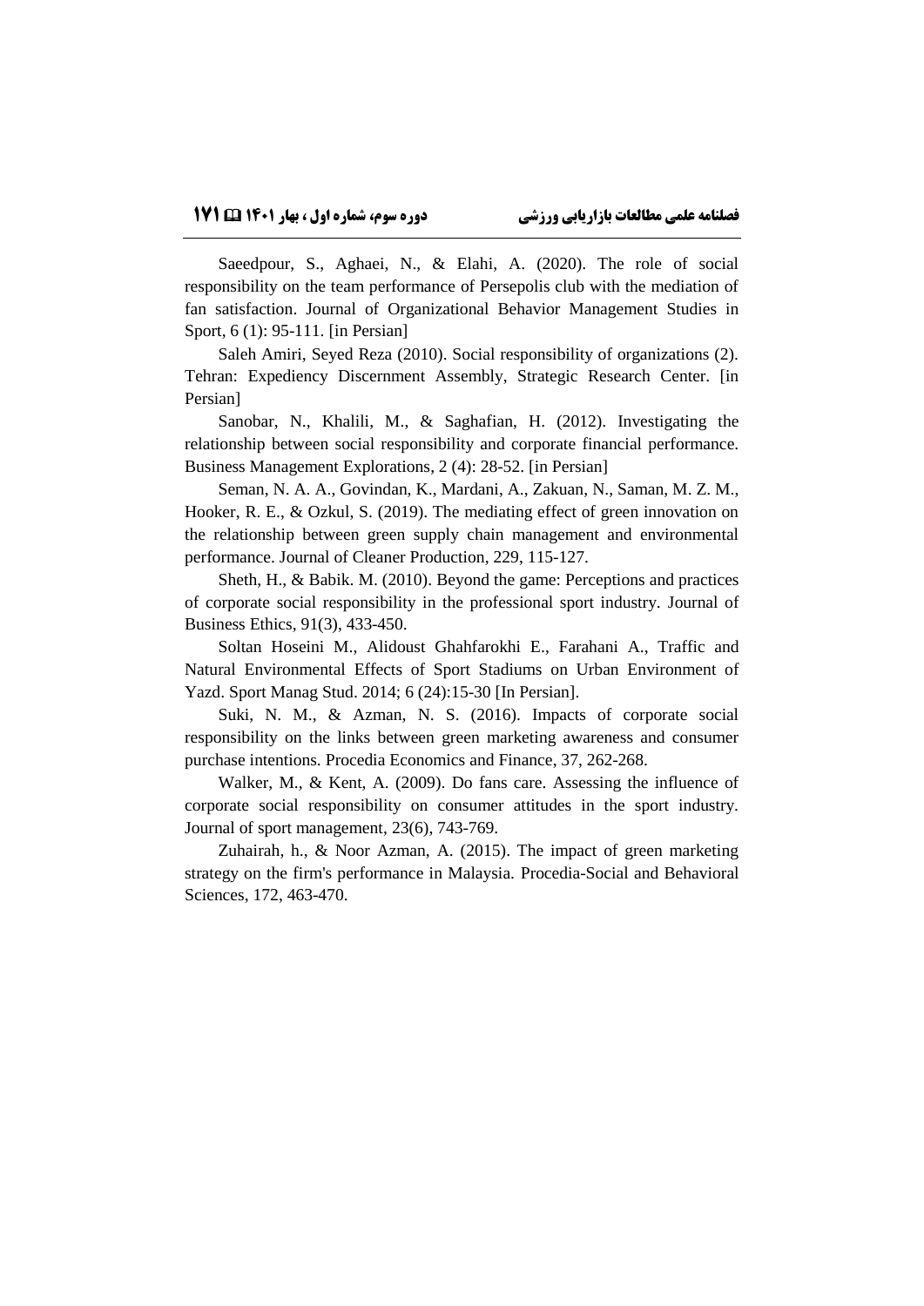Saeedpour, S., Aghaei, N., & Elahi, A. (2020). The role of social responsibility on the team performance of Persepolis club with the mediation of fan satisfaction. Journal of Organizational Behavior Management Studies in Sport, 6 (1): 95-111. [in Persian]

Saleh Amiri, Seyed Reza (2010). Social responsibility of organizations (2). Tehran: Expediency Discernment Assembly, Strategic Research Center. [in Persian]

Sanobar, N., Khalili, M., & Saghafian, H. (2012). Investigating the relationship between social responsibility and corporate financial performance. Business Management Explorations, 2 (4): 28-52. [in Persian]

Seman, N. A. A., Govindan, K., Mardani, A., Zakuan, N., Saman, M. Z. M., Hooker, R. E., & Ozkul, S. (2019). The mediating effect of green innovation on the relationship between green supply chain management and environmental performance. Journal of Cleaner Production, 229, 115-127.

Sheth, H., & Babik. M. (2010). Beyond the game: Perceptions and practices of corporate social responsibility in the professional sport industry. Journal of Business Ethics, 91(3), 433-450.

Soltan Hoseini M., Alidoust Ghahfarokhi E., Farahani A., Traffic and Natural Environmental Effects of Sport Stadiums on Urban Environment of Yazd. Sport Manag Stud. 2014; 6 (24):15-30 [In Persian].

Suki, N. M., & Azman, N. S. (2016). Impacts of corporate social responsibility on the links between green marketing awareness and consumer purchase intentions. Procedia Economics and Finance, 37, 262-268.

Walker, M., & Kent, A. (2009). Do fans care. Assessing the influence of corporate social responsibility on consumer attitudes in the sport industry. Journal of sport management, 23(6), 743-769.

Zuhairah, h., & Noor Azman, A. (2015). The impact of green marketing strategy on the firm's performance in Malaysia. Procedia-Social and Behavioral Sciences, 172, 463-470.